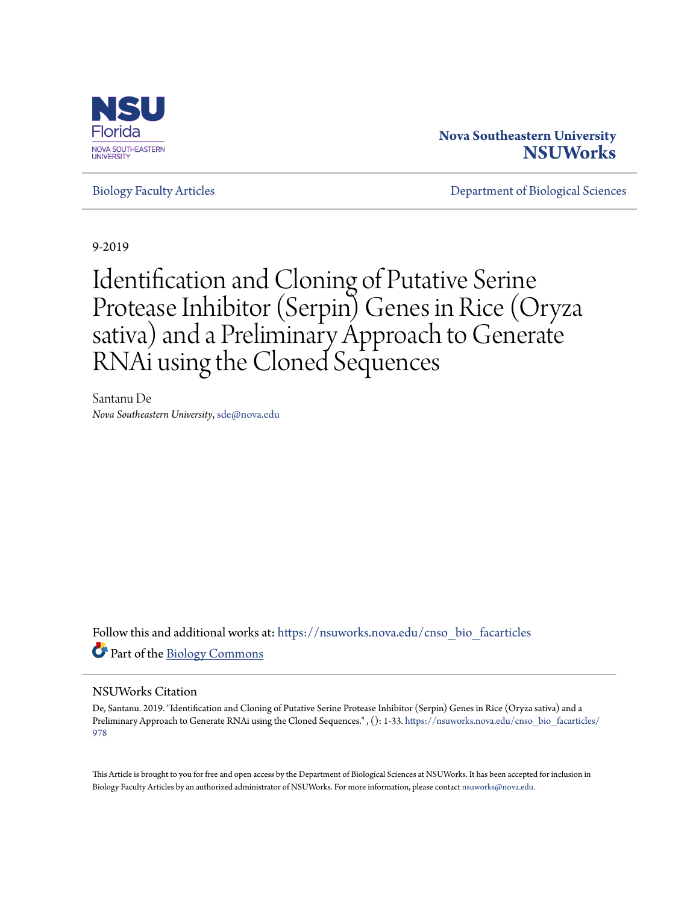Nova Southeastern University
**NSUWorks**

Biology Faculty Articles | Department of Biological Sciences

9-2019

# Identification and Cloning of Putative Serine Protease Inhibitor (Serpin) Genes in Rice (Oryza sativa) and a Preliminary Approach to Generate RNAi using the Cloned Sequences

Santanu De
*Nova Southeastern University*, sde@nova.edu

Follow this and additional works at: https://nsuworks.nova.edu/cnso_bio_facarticles

Part of the Biology Commons

## NSUWorks Citation

De, Santanu. 2019. "Identification and Cloning of Putative Serine Protease Inhibitor (Serpin) Genes in Rice (Oryza sativa) and a Preliminary Approach to Generate RNAi using the Cloned Sequences." , (): 1-33. https://nsuworks.nova.edu/cnso_bio_facarticles/978

This Article is brought to you for free and open access by the Department of Biological Sciences at NSUWorks. It has been accepted for inclusion in Biology Faculty Articles by an authorized administrator of NSUWorks. For more information, please contact nsuworks@nova.edu.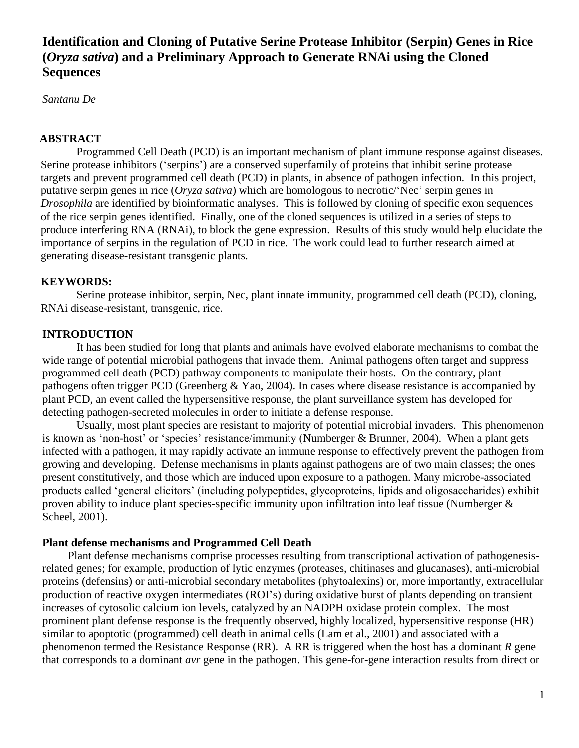# Identification and Cloning of Putative Serine Protease Inhibitor (Serpin) Genes in Rice (*Oryza sativa*) and a Preliminary Approach to Generate RNAi using the Cloned Sequences

*Santanu De*

## ABSTRACT

Programmed Cell Death (PCD) is an important mechanism of plant immune response against diseases. Serine protease inhibitors ('serpins') are a conserved superfamily of proteins that inhibit serine protease targets and prevent programmed cell death (PCD) in plants, in absence of pathogen infection. In this project, putative serpin genes in rice (*Oryza sativa*) which are homologous to necrotic/'Nec' serpin genes in *Drosophila* are identified by bioinformatic analyses. This is followed by cloning of specific exon sequences of the rice serpin genes identified. Finally, one of the cloned sequences is utilized in a series of steps to produce interfering RNA (RNAi), to block the gene expression. Results of this study would help elucidate the importance of serpins in the regulation of PCD in rice. The work could lead to further research aimed at generating disease-resistant transgenic plants.

## KEYWORDS:

Serine protease inhibitor, serpin, Nec, plant innate immunity, programmed cell death (PCD), cloning, RNAi disease-resistant, transgenic, rice.

## INTRODUCTION

It has been studied for long that plants and animals have evolved elaborate mechanisms to combat the wide range of potential microbial pathogens that invade them. Animal pathogens often target and suppress programmed cell death (PCD) pathway components to manipulate their hosts. On the contrary, plant pathogens often trigger PCD (Greenberg & Yao, 2004). In cases where disease resistance is accompanied by plant PCD, an event called the hypersensitive response, the plant surveillance system has developed for detecting pathogen-secreted molecules in order to initiate a defense response.

Usually, most plant species are resistant to majority of potential microbial invaders. This phenomenon is known as 'non-host' or 'species' resistance/immunity (Numberger & Brunner, 2004). When a plant gets infected with a pathogen, it may rapidly activate an immune response to effectively prevent the pathogen from growing and developing. Defense mechanisms in plants against pathogens are of two main classes; the ones present constitutively, and those which are induced upon exposure to a pathogen. Many microbe-associated products called 'general elicitors' (including polypeptides, glycoproteins, lipids and oligosaccharides) exhibit proven ability to induce plant species-specific immunity upon infiltration into leaf tissue (Numberger & Scheel, 2001).

### Plant defense mechanisms and Programmed Cell Death

Plant defense mechanisms comprise processes resulting from transcriptional activation of pathogenesis-related genes; for example, production of lytic enzymes (proteases, chitinases and glucanases), anti-microbial proteins (defensins) or anti-microbial secondary metabolites (phytoalexins) or, more importantly, extracellular production of reactive oxygen intermediates (ROI's) during oxidative burst of plants depending on transient increases of cytosolic calcium ion levels, catalyzed by an NADPH oxidase protein complex. The most prominent plant defense response is the frequently observed, highly localized, hypersensitive response (HR) similar to apoptotic (programmed) cell death in animal cells (Lam et al., 2001) and associated with a phenomenon termed the Resistance Response (RR). A RR is triggered when the host has a dominant *R* gene that corresponds to a dominant *avr* gene in the pathogen. This gene-for-gene interaction results from direct or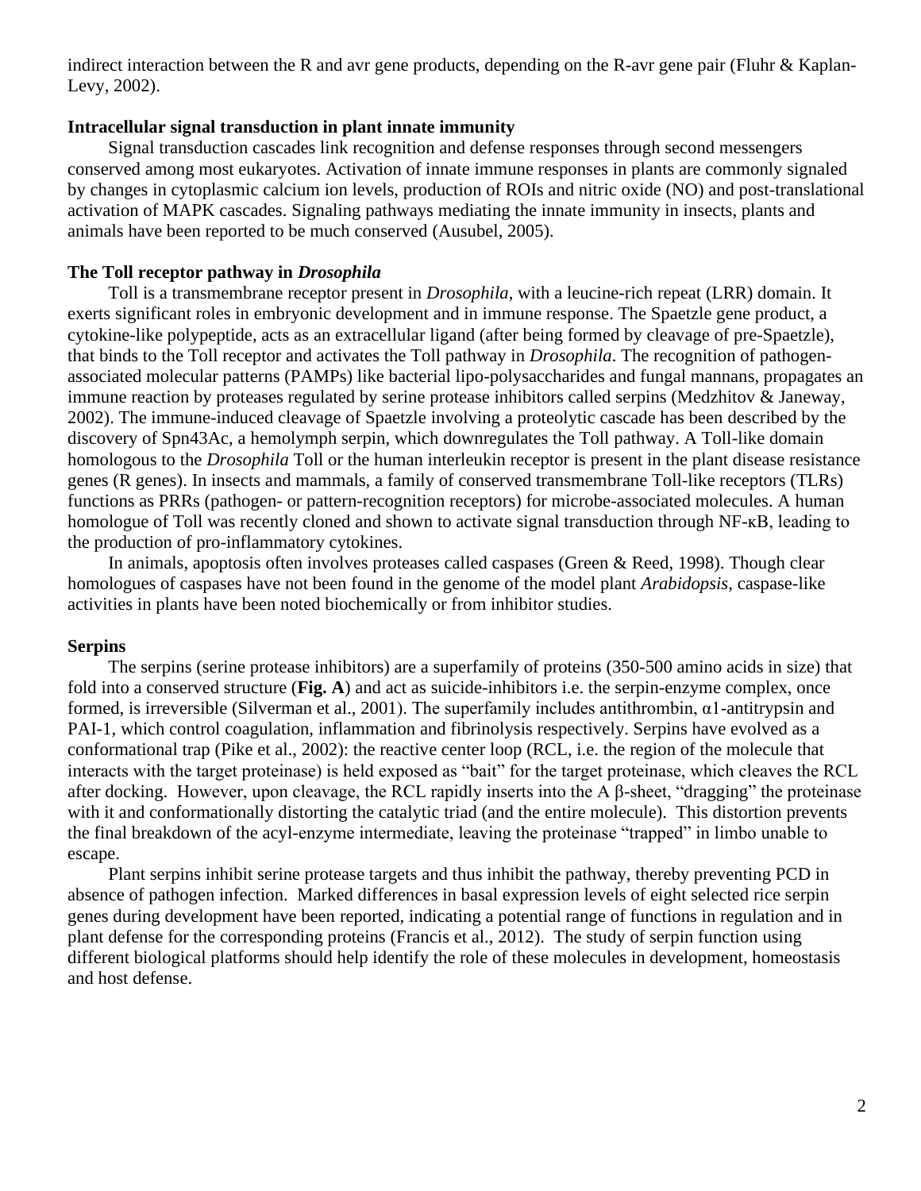indirect interaction between the R and avr gene products, depending on the R-avr gene pair (Fluhr & Kaplan-Levy, 2002).

### Intracellular signal transduction in plant innate immunity

Signal transduction cascades link recognition and defense responses through second messengers conserved among most eukaryotes. Activation of innate immune responses in plants are commonly signaled by changes in cytoplasmic calcium ion levels, production of ROIs and nitric oxide (NO) and post-translational activation of MAPK cascades. Signaling pathways mediating the innate immunity in insects, plants and animals have been reported to be much conserved (Ausubel, 2005).

### The Toll receptor pathway in *Drosophila*

Toll is a transmembrane receptor present in *Drosophila*, with a leucine-rich repeat (LRR) domain. It exerts significant roles in embryonic development and in immune response. The Spaetzle gene product, a cytokine-like polypeptide, acts as an extracellular ligand (after being formed by cleavage of pre-Spaetzle), that binds to the Toll receptor and activates the Toll pathway in *Drosophila*. The recognition of pathogen-associated molecular patterns (PAMPs) like bacterial lipo-polysaccharides and fungal mannans, propagates an immune reaction by proteases regulated by serine protease inhibitors called serpins (Medzhitov & Janeway, 2002). The immune-induced cleavage of Spaetzle involving a proteolytic cascade has been described by the discovery of Spn43Ac, a hemolymph serpin, which downregulates the Toll pathway. A Toll-like domain homologous to the *Drosophila* Toll or the human interleukin receptor is present in the plant disease resistance genes (R genes). In insects and mammals, a family of conserved transmembrane Toll-like receptors (TLRs) functions as PRRs (pathogen- or pattern-recognition receptors) for microbe-associated molecules. A human homologue of Toll was recently cloned and shown to activate signal transduction through NF-κB, leading to the production of pro-inflammatory cytokines.

In animals, apoptosis often involves proteases called caspases (Green & Reed, 1998). Though clear homologues of caspases have not been found in the genome of the model plant *Arabidopsis*, caspase-like activities in plants have been noted biochemically or from inhibitor studies.

### Serpins

The serpins (serine protease inhibitors) are a superfamily of proteins (350-500 amino acids in size) that fold into a conserved structure (**Fig. A**) and act as suicide-inhibitors i.e. the serpin-enzyme complex, once formed, is irreversible (Silverman et al., 2001). The superfamily includes antithrombin, α1-antitrypsin and PAI-1, which control coagulation, inflammation and fibrinolysis respectively. Serpins have evolved as a conformational trap (Pike et al., 2002): the reactive center loop (RCL, i.e. the region of the molecule that interacts with the target proteinase) is held exposed as "bait" for the target proteinase, which cleaves the RCL after docking. However, upon cleavage, the RCL rapidly inserts into the A β-sheet, "dragging" the proteinase with it and conformationally distorting the catalytic triad (and the entire molecule). This distortion prevents the final breakdown of the acyl-enzyme intermediate, leaving the proteinase "trapped" in limbo unable to escape.

Plant serpins inhibit serine protease targets and thus inhibit the pathway, thereby preventing PCD in absence of pathogen infection. Marked differences in basal expression levels of eight selected rice serpin genes during development have been reported, indicating a potential range of functions in regulation and in plant defense for the corresponding proteins (Francis et al., 2012). The study of serpin function using different biological platforms should help identify the role of these molecules in development, homeostasis and host defense.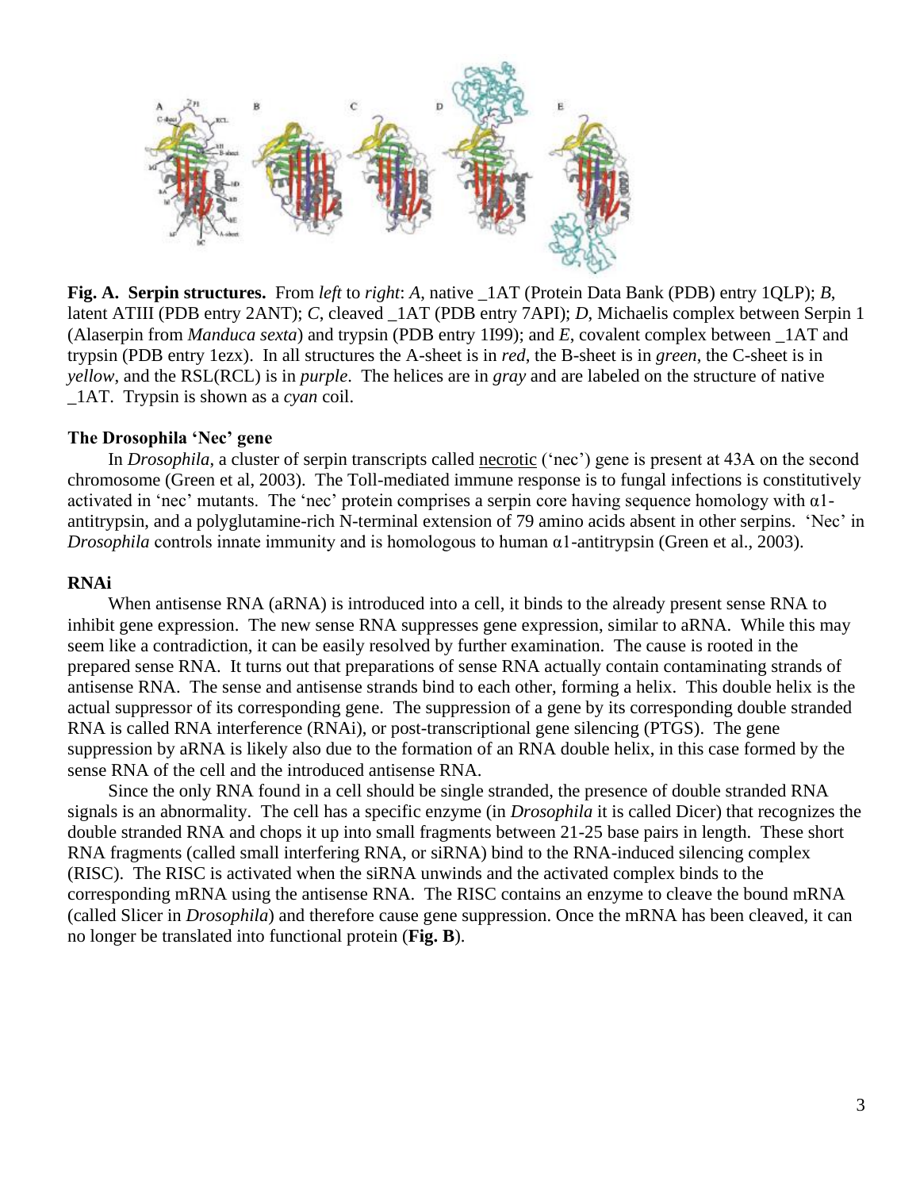**Fig. A. Serpin structures.** From *left* to *right*: *A*, native _1AT (Protein Data Bank (PDB) entry 1QLP); *B*, latent ATIII (PDB entry 2ANT); *C*, cleaved _1AT (PDB entry 7API); *D*, Michaelis complex between Serpin 1 (Alaserpin from *Manduca sexta*) and trypsin (PDB entry 1I99); and *E*, covalent complex between _1AT and trypsin (PDB entry 1ezx). In all structures the A-sheet is in *red*, the B-sheet is in *green*, the C-sheet is in *yellow*, and the RSL(RCL) is in *purple*. The helices are in *gray* and are labeled on the structure of native _1AT. Trypsin is shown as a *cyan* coil.

### The Drosophila 'Nec' gene

In *Drosophila*, a cluster of serpin transcripts called necrotic ('nec') gene is present at 43A on the second chromosome (Green et al, 2003). The Toll-mediated immune response is to fungal infections is constitutively activated in 'nec' mutants. The 'nec' protein comprises a serpin core having sequence homology with α1-antitrypsin, and a polyglutamine-rich N-terminal extension of 79 amino acids absent in other serpins. 'Nec' in *Drosophila* controls innate immunity and is homologous to human α1-antitrypsin (Green et al., 2003).

### RNAi

When antisense RNA (aRNA) is introduced into a cell, it binds to the already present sense RNA to inhibit gene expression. The new sense RNA suppresses gene expression, similar to aRNA. While this may seem like a contradiction, it can be easily resolved by further examination. The cause is rooted in the prepared sense RNA. It turns out that preparations of sense RNA actually contain contaminating strands of antisense RNA. The sense and antisense strands bind to each other, forming a helix. This double helix is the actual suppressor of its corresponding gene. The suppression of a gene by its corresponding double stranded RNA is called RNA interference (RNAi), or post-transcriptional gene silencing (PTGS). The gene suppression by aRNA is likely also due to the formation of an RNA double helix, in this case formed by the sense RNA of the cell and the introduced antisense RNA.

Since the only RNA found in a cell should be single stranded, the presence of double stranded RNA signals is an abnormality. The cell has a specific enzyme (in *Drosophila* it is called Dicer) that recognizes the double stranded RNA and chops it up into small fragments between 21-25 base pairs in length. These short RNA fragments (called small interfering RNA, or siRNA) bind to the RNA-induced silencing complex (RISC). The RISC is activated when the siRNA unwinds and the activated complex binds to the corresponding mRNA using the antisense RNA. The RISC contains an enzyme to cleave the bound mRNA (called Slicer in *Drosophila*) and therefore cause gene suppression. Once the mRNA has been cleaved, it can no longer be translated into functional protein (**Fig. B**).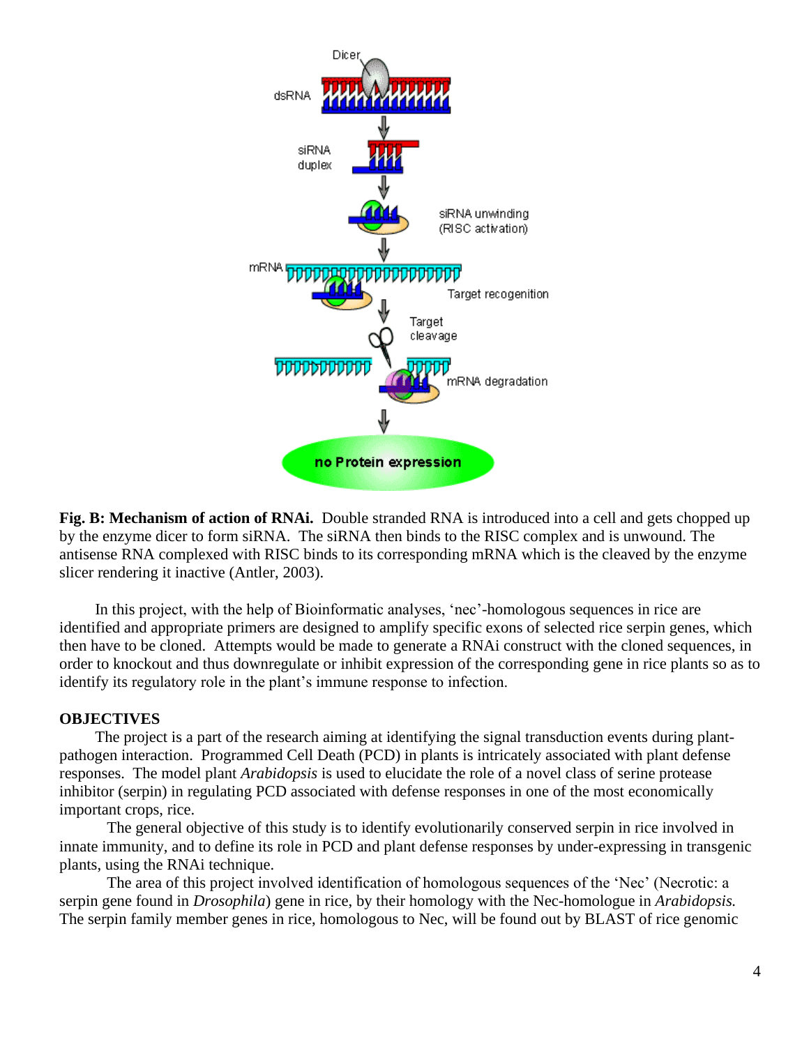**Fig. B: Mechanism of action of RNAi.** Double stranded RNA is introduced into a cell and gets chopped up by the enzyme dicer to form siRNA. The siRNA then binds to the RISC complex and is unwound. The antisense RNA complexed with RISC binds to its corresponding mRNA which is the cleaved by the enzyme slicer rendering it inactive (Antler, 2003).

In this project, with the help of Bioinformatic analyses, 'nec'-homologous sequences in rice are identified and appropriate primers are designed to amplify specific exons of selected rice serpin genes, which then have to be cloned. Attempts would be made to generate a RNAi construct with the cloned sequences, in order to knockout and thus downregulate or inhibit expression of the corresponding gene in rice plants so as to identify its regulatory role in the plant's immune response to infection.

**OBJECTIVES**

The project is a part of the research aiming at identifying the signal transduction events during plant-pathogen interaction. Programmed Cell Death (PCD) in plants is intricately associated with plant defense responses. The model plant *Arabidopsis* is used to elucidate the role of a novel class of serine protease inhibitor (serpin) in regulating PCD associated with defense responses in one of the most economically important crops, rice.

The general objective of this study is to identify evolutionarily conserved serpin in rice involved in innate immunity, and to define its role in PCD and plant defense responses by under-expressing in transgenic plants, using the RNAi technique.

The area of this project involved identification of homologous sequences of the 'Nec' (Necrotic: a serpin gene found in *Drosophila*) gene in rice, by their homology with the Nec-homologue in *Arabidopsis.* The serpin family member genes in rice, homologous to Nec, will be found out by BLAST of rice genomic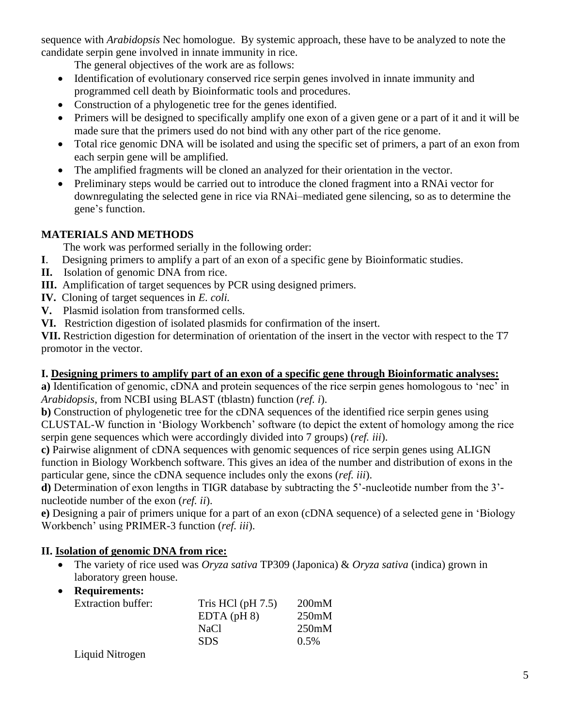sequence with *Arabidopsis* Nec homologue. By systemic approach, these have to be analyzed to note the candidate serpin gene involved in innate immunity in rice.

The general objectives of the work are as follows:

- Identification of evolutionary conserved rice serpin genes involved in innate immunity and programmed cell death by Bioinformatic tools and procedures.
- Construction of a phylogenetic tree for the genes identified.
- Primers will be designed to specifically amplify one exon of a given gene or a part of it and it will be made sure that the primers used do not bind with any other part of the rice genome.
- Total rice genomic DNA will be isolated and using the specific set of primers, a part of an exon from each serpin gene will be amplified.
- The amplified fragments will be cloned an analyzed for their orientation in the vector.
- Preliminary steps would be carried out to introduce the cloned fragment into a RNAi vector for downregulating the selected gene in rice via RNAi–mediated gene silencing, so as to determine the gene's function.

## MATERIALS AND METHODS

The work was performed serially in the following order:

**I**. Designing primers to amplify a part of an exon of a specific gene by Bioinformatic studies.
**II.** Isolation of genomic DNA from rice.
**III.** Amplification of target sequences by PCR using designed primers.
**IV.** Cloning of target sequences in *E. coli.*
**V.** Plasmid isolation from transformed cells.
**VI.** Restriction digestion of isolated plasmids for confirmation of the insert.
**VII.** Restriction digestion for determination of orientation of the insert in the vector with respect to the T7 promotor in the vector.

### I. Designing primers to amplify part of an exon of a specific gene through Bioinformatic analyses:

**a)** Identification of genomic, cDNA and protein sequences of the rice serpin genes homologous to 'nec' in *Arabidopsis*, from NCBI using BLAST (tblastn) function (*ref. i*).
**b)** Construction of phylogenetic tree for the cDNA sequences of the identified rice serpin genes using CLUSTAL-W function in 'Biology Workbench' software (to depict the extent of homology among the rice serpin gene sequences which were accordingly divided into 7 groups) (*ref. iii*).
**c)** Pairwise alignment of cDNA sequences with genomic sequences of rice serpin genes using ALIGN function in Biology Workbench software. This gives an idea of the number and distribution of exons in the particular gene, since the cDNA sequence includes only the exons (*ref. iii*).
**d)** Determination of exon lengths in TIGR database by subtracting the 5'-nucleotide number from the 3'-nucleotide number of the exon (*ref. ii*).
**e)** Designing a pair of primers unique for a part of an exon (cDNA sequence) of a selected gene in 'Biology Workbench' using PRIMER-3 function (*ref. iii*).

### II. Isolation of genomic DNA from rice:

- The variety of rice used was *Oryza sativa* TP309 (Japonica) & *Oryza sativa* (indica) grown in laboratory green house.
- **Requirements:**

| | | |
|---|---|---|
| Extraction buffer: | Tris HCl (pH 7.5) | 200mM |
| | EDTA (pH 8) | 250mM |
| | NaCl | 250mM |
| | SDS | 0.5% |

Liquid Nitrogen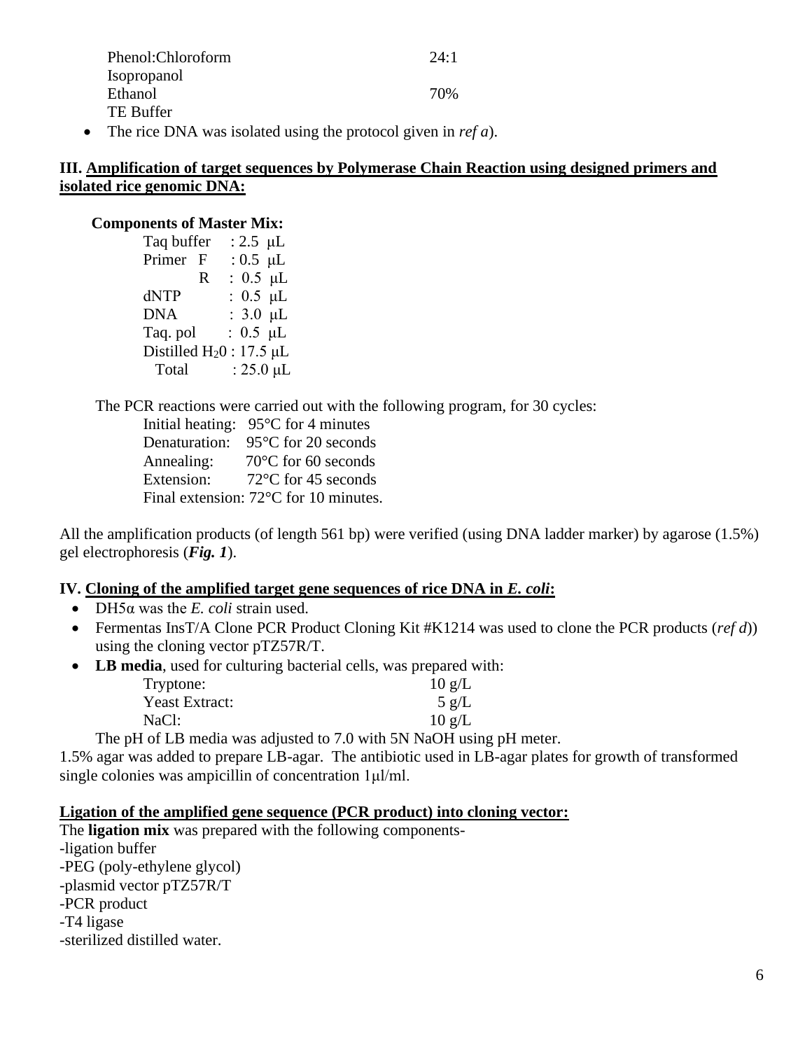| | |
|---|---|
| Phenol:Chloroform | 24:1 |
| Isopropanol | |
| Ethanol | 70% |
| TE Buffer | |

- The rice DNA was isolated using the protocol given in *ref a*).

### III. Amplification of target sequences by Polymerase Chain Reaction using designed primers and isolated rice genomic DNA:

**Components of Master Mix:**

| | |
|---|---|
| Taq buffer | : 2.5 μL |
| Primer F | : 0.5 μL |
| R | : 0.5 μL |
| dNTP | : 0.5 μL |
| DNA | : 3.0 μL |
| Taq. pol | : 0.5 μL |
| Distilled $H_20$ | : 17.5 μL |
| Total | : 25.0 μL |

The PCR reactions were carried out with the following program, for 30 cycles:

Initial heating: 95°C for 4 minutes
Denaturation: 95°C for 20 seconds
Annealing: 70°C for 60 seconds
Extension: 72°C for 45 seconds
Final extension: 72°C for 10 minutes.

All the amplification products (of length 561 bp) were verified (using DNA ladder marker) by agarose (1.5%) gel electrophoresis (***Fig. 1***).

### IV. Cloning of the amplified target gene sequences of rice DNA in *E. coli*:

- DH5α was the *E. coli* strain used.
- Fermentas InsT/A Clone PCR Product Cloning Kit #K1214 was used to clone the PCR products (*ref d*)) using the cloning vector pTZ57R/T.
- **LB media**, used for culturing bacterial cells, was prepared with:

| | |
|---|---|
| Tryptone: | 10 g/L |
| Yeast Extract: | 5 g/L |
| NaCl: | 10 g/L |

The pH of LB media was adjusted to 7.0 with 5N NaOH using pH meter.
1.5% agar was added to prepare LB-agar. The antibiotic used in LB-agar plates for growth of transformed single colonies was ampicillin of concentration 1μl/ml.

**Ligation of the amplified gene sequence (PCR product) into cloning vector:**

The **ligation mix** was prepared with the following components-
-ligation buffer
-PEG (poly-ethylene glycol)
-plasmid vector pTZ57R/T
-PCR product
-T4 ligase
-sterilized distilled water.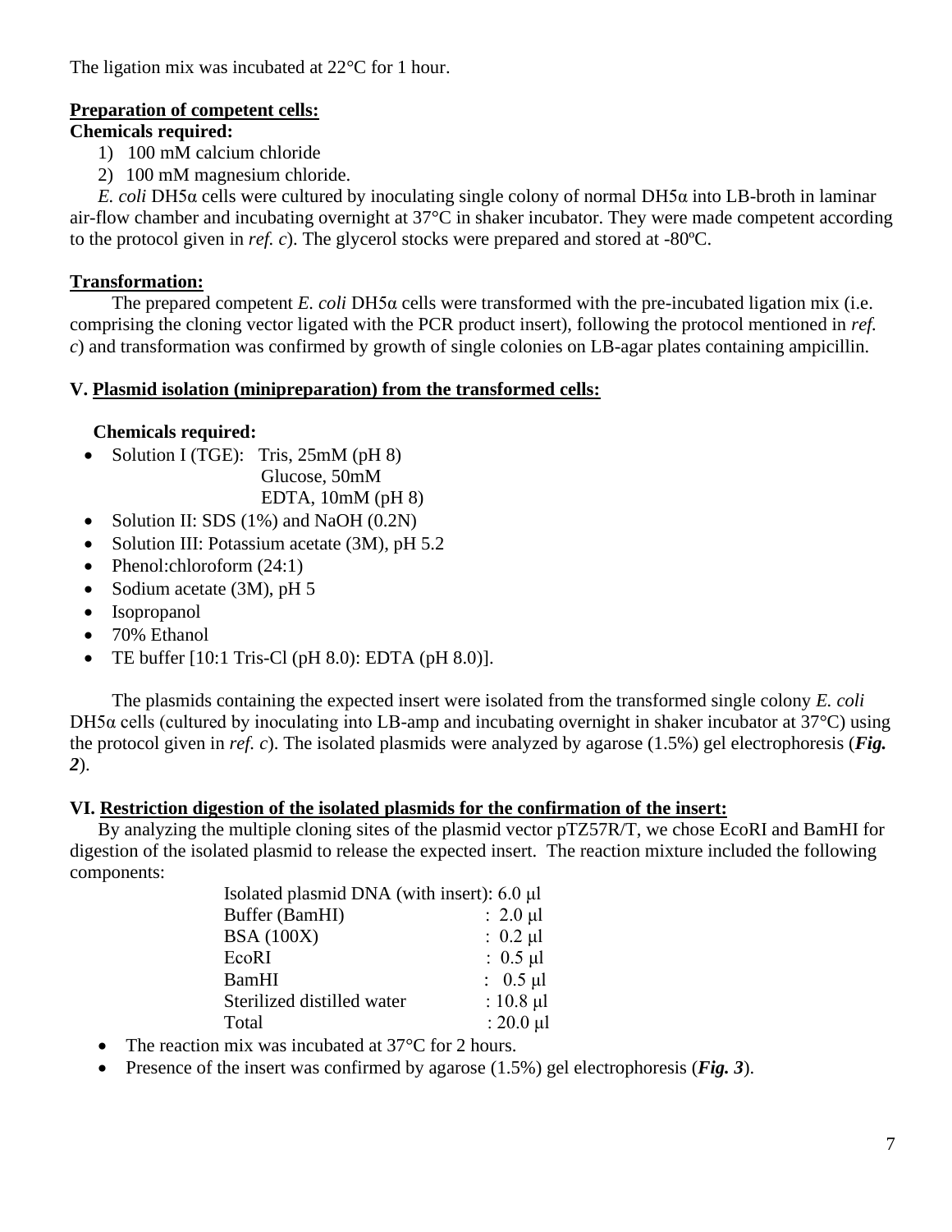The ligation mix was incubated at 22°C for 1 hour.

**Preparation of competent cells:**

**Chemicals required:**

1) 100 mM calcium chloride
2) 100 mM magnesium chloride.

*E. coli* DH5α cells were cultured by inoculating single colony of normal DH5α into LB-broth in laminar air-flow chamber and incubating overnight at 37°C in shaker incubator. They were made competent according to the protocol given in *ref. c*). The glycerol stocks were prepared and stored at -80ºC.

**Transformation:**

The prepared competent *E. coli* DH5α cells were transformed with the pre-incubated ligation mix (i.e. comprising the cloning vector ligated with the PCR product insert), following the protocol mentioned in *ref. c*) and transformation was confirmed by growth of single colonies on LB-agar plates containing ampicillin.

## V. Plasmid isolation (minipreparation) from the transformed cells:

**Chemicals required:**

- Solution I (TGE): Tris, 25mM (pH 8)
  Glucose, 50mM
  EDTA, 10mM (pH 8)
- Solution II: SDS (1%) and NaOH (0.2N)
- Solution III: Potassium acetate (3M), pH 5.2
- Phenol:chloroform (24:1)
- Sodium acetate (3M), pH 5
- Isopropanol
- 70% Ethanol
- TE buffer [10:1 Tris-Cl (pH 8.0): EDTA (pH 8.0)].

The plasmids containing the expected insert were isolated from the transformed single colony *E. coli* DH5α cells (cultured by inoculating into LB-amp and incubating overnight in shaker incubator at 37°C) using the protocol given in *ref. c*). The isolated plasmids were analyzed by agarose (1.5%) gel electrophoresis (***Fig. 2***).

## VI. Restriction digestion of the isolated plasmids for the confirmation of the insert:

By analyzing the multiple cloning sites of the plasmid vector pTZ57R/T, we chose EcoRI and BamHI for digestion of the isolated plasmid to release the expected insert. The reaction mixture included the following components:

| Component | Volume |
|---|---|
| Isolated plasmid DNA (with insert) | 6.0 μl |
| Buffer (BamHI) | 2.0 μl |
| BSA (100X) | 0.2 μl |
| EcoRI | 0.5 μl |
| BamHI | 0.5 μl |
| Sterilized distilled water | 10.8 μl |
| Total | 20.0 μl |

- The reaction mix was incubated at 37°C for 2 hours.
- Presence of the insert was confirmed by agarose (1.5%) gel electrophoresis (***Fig. 3***).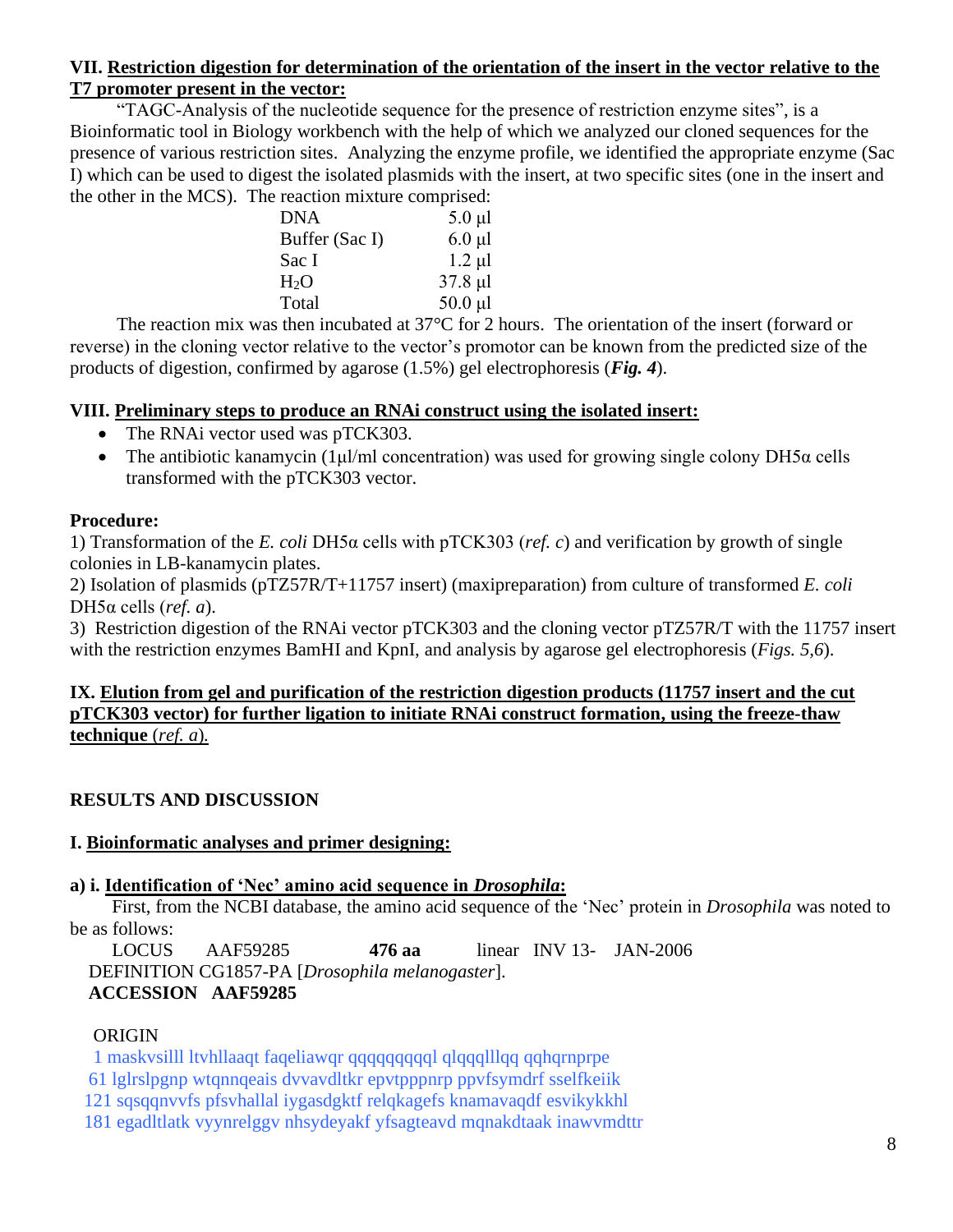### VII. Restriction digestion for determination of the orientation of the insert in the vector relative to the T7 promoter present in the vector:

"TAGC-Analysis of the nucleotide sequence for the presence of restriction enzyme sites", is a Bioinformatic tool in Biology workbench with the help of which we analyzed our cloned sequences for the presence of various restriction sites. Analyzing the enzyme profile, we identified the appropriate enzyme (Sac I) which can be used to digest the isolated plasmids with the insert, at two specific sites (one in the insert and the other in the MCS). The reaction mixture comprised:

| | |
|---|---|
| DNA | 5.0 μl |
| Buffer (Sac I) | 6.0 μl |
| Sac I | 1.2 μl |
| $H_2O$ | 37.8 μl |
| Total | 50.0 μl |

The reaction mix was then incubated at 37°C for 2 hours. The orientation of the insert (forward or reverse) in the cloning vector relative to the vector's promotor can be known from the predicted size of the products of digestion, confirmed by agarose (1.5%) gel electrophoresis (***Fig. 4***).

### VIII. Preliminary steps to produce an RNAi construct using the isolated insert:

- The RNAi vector used was pTCK303.
- The antibiotic kanamycin (1μl/ml concentration) was used for growing single colony DH5α cells transformed with the pTCK303 vector.

**Procedure:**

1) Transformation of the *E. coli* DH5α cells with pTCK303 (*ref. c*) and verification by growth of single colonies in LB-kanamycin plates.
2) Isolation of plasmids (pTZ57R/T+11757 insert) (maxipreparation) from culture of transformed *E. coli* DH5α cells (*ref. a*).
3) Restriction digestion of the RNAi vector pTCK303 and the cloning vector pTZ57R/T with the 11757 insert with the restriction enzymes BamHI and KpnI, and analysis by agarose gel electrophoresis (*Figs. 5,6*).

### IX. Elution from gel and purification of the restriction digestion products (11757 insert and the cut pTCK303 vector) for further ligation to initiate RNAi construct formation, using the freeze-thaw technique (*ref. a*).

## RESULTS AND DISCUSSION

### I. Bioinformatic analyses and primer designing:

#### a) i. Identification of 'Nec' amino acid sequence in *Drosophila*:

First, from the NCBI database, the amino acid sequence of the 'Nec' protein in *Drosophila* was noted to be as follows:

LOCUS AAF59285 **476 aa** linear INV 13- JAN-2006
DEFINITION CG1857-PA [*Drosophila melanogaster*].
**ACCESSION AAF59285**

ORIGIN

```
  1 maskvsilll ltvhllaaqt faqeliawqr qqqqqqqqql qlqqqlllqq qqhqrnprpe
 61 lglrslpgnp wtqnnqeais dvvavdltkr epvtppprnp ppvfsymdrf sselfkeiik
121 sqsqqnvvfs pfsvhallal iygasdgktf relqkagefs knamavaqdf esvikykkhl
181 egadltlatk vyynrelggv nhsydeyakf yfsagteavd mqnakdtaak inawvmdttr
```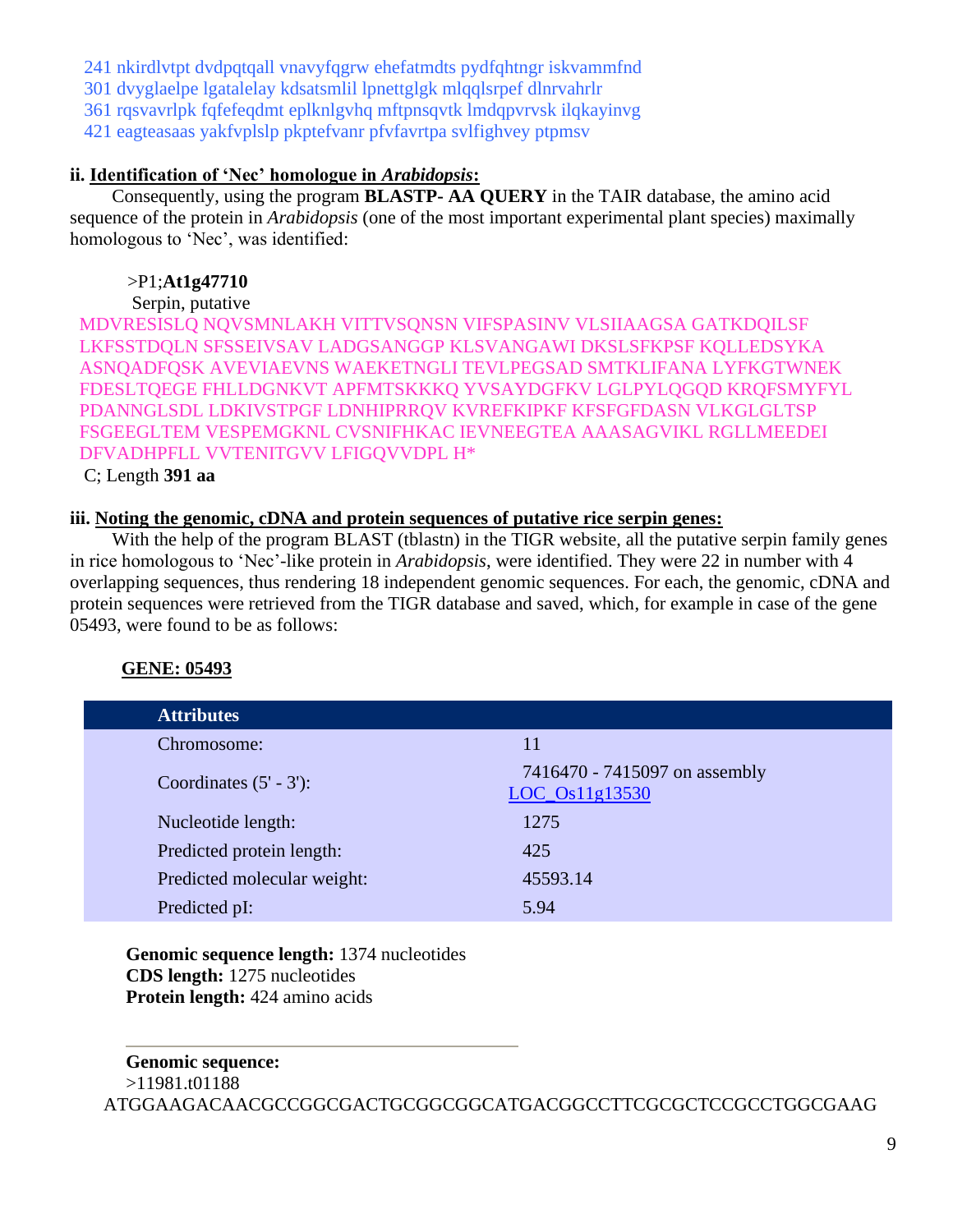241 nkirdlvtpt dvdpqtqall vnavyfqgrw ehefatmdts pydfqhtngr iskvammfnd
301 dvyglaelpe lgatalelay kdsatsmlil lpnettglgk mlqqlsrpef dlnrvahrlr
361 rqsvavrlpk fqfefeqdmt eplknlgvhq mftpnsqvtk lmdqpvrvsk ilqkayinvg
421 eagteasaas yakfvplslp pkptefvanr pfvfavrtpa svlfighvey ptpmsv

**ii. Identification of 'Nec' homologue in *Arabidopsis*:**

Consequently, using the program **BLASTP- AA QUERY** in the TAIR database, the amino acid sequence of the protein in *Arabidopsis* (one of the most important experimental plant species) maximally homologous to 'Nec', was identified:

>P1;**At1g47710**
Serpin, putative

MDVRESISLQ NQVSMNLAKH VITTVSQNSN VIFSPASINV VLSIIAAGSA GATKDQILSF
LKFSSTDQLN SFSSEIVSAV LADGSANGGP KLSVANGAWI DKSLSFKPSF KQLLEDSYKA
ASNQADFQSK AVEVIAEVNS WAEKETNGLI TEVLPEGSAD SMTKLIFANA LYFKGTWNEK
FDESLTQEGE FHLLDGNKVT APFMTSKKKQ YVSAYDGFKV LGLPYLQGQD KRQFSMYFYL
PDANNGLSDL LDKIVSTPGF LDNHIPRRQV KVREFKIPKF KFSFGFDASN VLKGLGLTSP
FSGEEGLTEM VESPEMGKNL CVSNIFHKAC IEVNEEGTEA AAASAGVIKL RGLLMEEDEI
DFVADHPFLL VVTENITGVV LFIGQVVDPL H*

C; Length **391 aa**

**iii. Noting the genomic, cDNA and protein sequences of putative rice serpin genes:**

With the help of the program BLAST (tblastn) in the TIGR website, all the putative serpin family genes in rice homologous to 'Nec'-like protein in *Arabidopsis*, were identified. They were 22 in number with 4 overlapping sequences, thus rendering 18 independent genomic sequences. For each, the genomic, cDNA and protein sequences were retrieved from the TIGR database and saved, which, for example in case of the gene 05493, were found to be as follows:

**GENE: 05493**

| Attributes | |
|---|---|
| Chromosome: | 11 |
| Coordinates (5' - 3'): | 7416470 - 7415097 on assembly LOC_Os11g13530 |
| Nucleotide length: | 1275 |
| Predicted protein length: | 425 |
| Predicted molecular weight: | 45593.14 |
| Predicted pI: | 5.94 |

**Genomic sequence length:** 1374 nucleotides
**CDS length:** 1275 nucleotides
**Protein length:** 424 amino acids

---

**Genomic sequence:**
>11981.t01188
ATGGAAGACAACGCCGGCGACTGCGGCGGCATGACGGCCTTCGCGCTCCGCCTGGCGAAG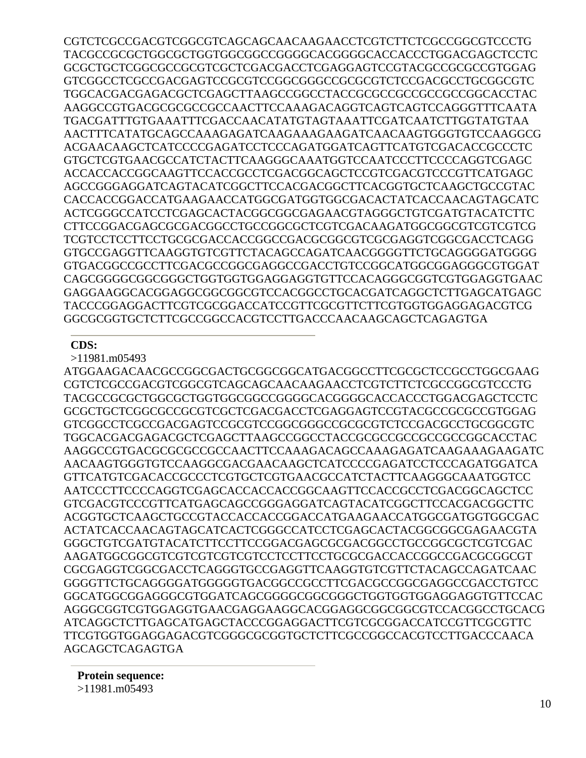CGTCTCGCCGACGTCGGCGTCAGCAGCAACAAGAACCTCGTCTTCTCGCCGGCGTCCCTG
TACGCCGCGCTGGCGCTGGTGGCGGCCGGGGCACGGGGCACCACCCTGGACGAGCTCCTC
GCGCTGCTCGGCGCCGCGTCGCTCGACGACCTCGAGGAGTCCGTACGCCGCGCCGTGGAG
GTCGGCCTCGCCGACGAGTCCGCGTCCGGCGGGCCGCGCGTCTCCGACGCCTGCGGCGTC
TGGCACGACGAGACGCTCGAGCTTAAGCCGGCCTACCGCGCCGCCGCCGCCGGCACCTAC
AAGGCCGTGACGCGCGCCGCCAACTTCCAAAGACAGGTCAGTCAGTCCAGGGTTTCAATA
TGACGATTTGTGAAATTTCGACCAACATATGTAGTAAATTCGATCAATCTTGGTATGTAA
AACTTTCATATGCAGCCAAAGAGATCAAGAAAGAAGATCAACAAGTGGGTGTCCAAGGCG
ACGAACAAGCTCATCCCCGAGATCCTCCCAGATGGATCAGTTCATGTCGACACCGCCCTC
GTGCTCGTGAACGCCATCTACTTCAAGGGCAAATGGTCCAATCCCTTCCCCAGGTCGAGC
ACCACCACCGGCAAGTTCCACCGCCTCGACGGCAGCTCCGTCGACGTCCCGTTCATGAGC
AGCCGGGAGGATCAGTACATCGGCTTCCACGACGGCTTCACGGTGCTCAAGCTGCCGTAC
CACCACCGGACCATGAAGAACCATGGCGATGGTGGCGACACTATCACCAACAGTAGCATC
ACTCGGGCCATCCTCGAGCACTACGGCGGCGAGAACGTAGGGCTGTCGATGTACATCTTC
CTTCCGGACGAGCGCGACGGCCTGCCGGCGCTCGTCGACAAGATGGCGGCGTCGTCGTCG
TCGTCCTCCTTCCTGCGCGACCACCGGCCGACGCGGCGTCGCGAGGTCGGCGACCTCAGG
GTGCCGAGGTTCAAGGTGTCGTTCTACAGCCAGATCAACGGGGTTCTGCAGGGGATGGGG
GTGACGGCCGCCTTCGACGCCGGCGAGGCCGACCTGTCCGGCATGGCGGAGGGCGTGGAT
CAGCGGGGCGGCGGGCTGGTGGTGGAGGAGGTGTTCCACAGGGCGGTCGTGGAGGTGAAC
GAGGAAGGCACGGAGGCGGCGGCGTCCACGGCCTGCACGATCAGGCTCTTGAGCATGAGC
TACCCGGAGGACTTCGTCGCGGACCATCCGTTCGCGTTCTTCGTGGTGGAGGAGACGTCG
GGCGCGGTGCTCTTCGCCGGCCACGTCCTTGACCCAACAAGCAGCTCAGAGTGA

**CDS:**

>11981.m05493

ATGGAAGACAACGCCGGCGACTGCGGCGGCATGACGGCCTTCGCGCTCCGCCTGGCGAAG
CGTCTCGCCGACGTCGGCGTCAGCAGCAACAAGAACCTCGTCTTCTCGCCGGCGTCCCTG
TACGCCGCGCTGGCGCTGGTGGCGGCCGGGGCACGGGGCACCACCCTGGACGAGCTCCTC
GCGCTGCTCGGCGCCGCGTCGCTCGACGACCTCGAGGAGTCCGTACGCCGCGCCGTGGAG
GTCGGCCTCGCCGACGAGTCCGCGTCCGGCGGGCCGCGCGTCTCCGACGCCTGCGGCGTC
TGGCACGACGAGACGCTCGAGCTTAAGCCGGCCTACCGCGCCGCCGCCGCCGGCACCTAC
AAGGCCGTGACGCGCGCCGCCAACTTCCAAAGACAGCCAAAGAGATCAAGAAAGAAGATC
AACAAGTGGGTGTCCAAGGCGACGAACAAGCTCATCCCCGAGATCCTCCCAGATGGATCA
GTTCATGTCGACACCGCCCTCGTGCTCGTGAACGCCATCTACTTCAAGGGCAAATGGTCC
AATCCCTTCCCCAGGTCGAGCACCACCACCGGCAAGTTCCACCGCCTCGACGGCAGCTCC
GTCGACGTCCCGTTCATGAGCAGCCGGGAGGATCAGTACATCGGCTTCCACGACGGCTTC
ACGGTGCTCAAGCTGCCGTACCACCACCGGACCATGAAGAACCATGGCGATGGTGGCGAC
ACTATCACCAACAGTAGCATCACTCGGGCCATCCTCGAGCACTACGGCGGCGAGAACGTA
GGGCTGTCGATGTACATCTTCCTTCCGGACGAGCGCGACGGCCTGCCGGCGCTCGTCGAC
AAGATGGCGGCGTCGTCGTCGTCGTCGTCCTCCTTCCTGCGCGACCACCGGCCGACGCGGCGT
CGCGAGGTCGGCGACCTCAGGGTGCCGAGGTTCAAGGTGTCGTTCTACAGCCAGATCAAC
GGGGTTCTGCAGGGGATGGGGGTGACGGCCGCCTTCGACGCCGGCGAGGCCGACCTGTCC
GGCATGGCGGAGGGCGTGGATCAGCGGGGCGGCGGGCTGGTGGTGGAGGAGGTGTTCCAC
AGGGCGGTCGTGGAGGTGAACGAGGAAGGCACGGAGGCGGCGGCGTCCACGGCCTGCACG
ATCAGGCTCTTGAGCATGAGCTACCCGGAGGACTTCGTCGCGGACCATCCGTTCGCGTTC
TTCGTGGTGGAGGAGACGTCGGGCGCGGTGCTCTTCGCCGGCCACGTCCTTGACCCAACA
AGCAGCTCAGAGTGA

**Protein sequence:**

>11981.m05493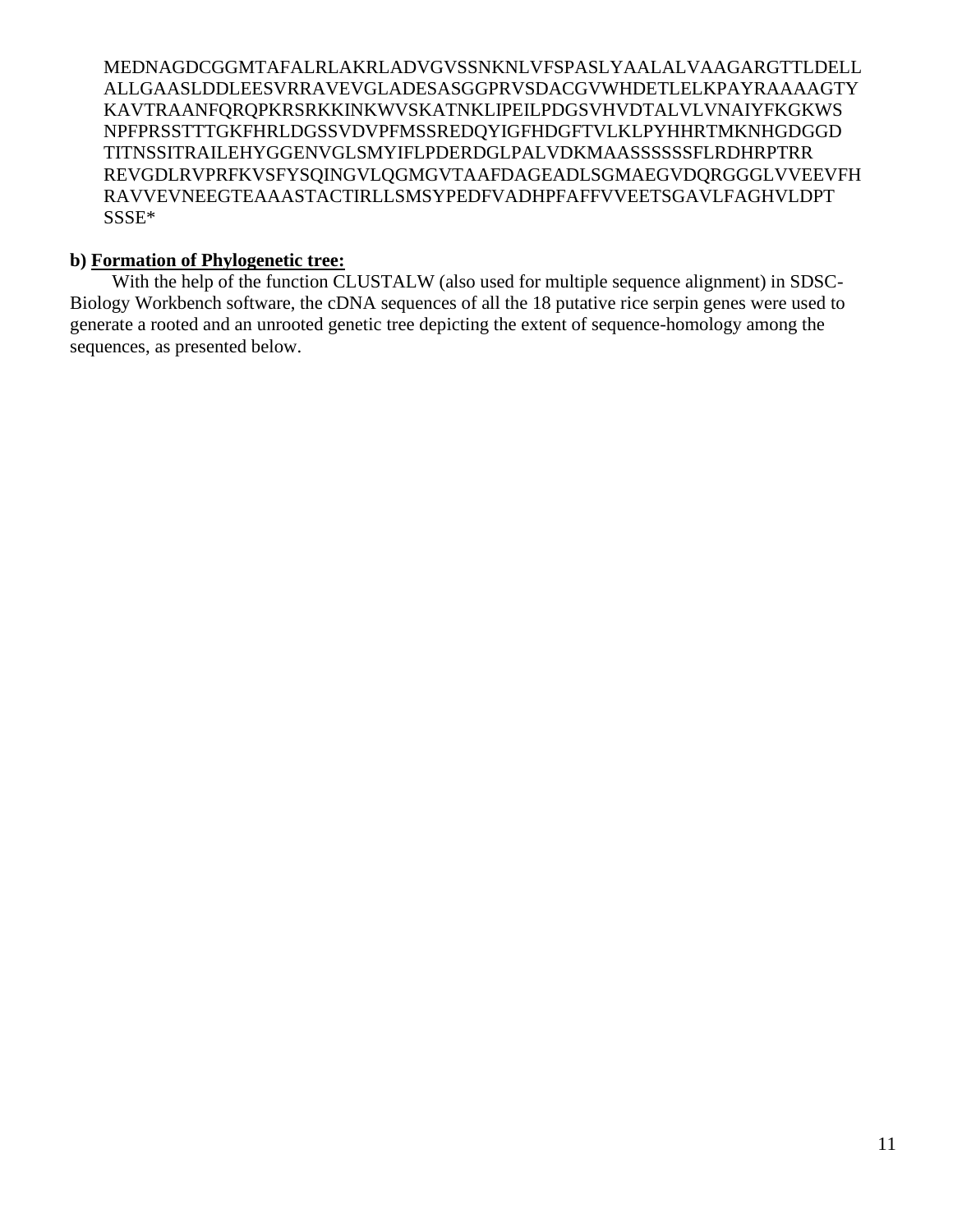MEDNAGDCGGMTAFALRLAKRLADVGVSSNKNLVFSPASLYAALALVAAGARGTTLDELL
ALLGAASLDDLEESVRRAVEVGLADESASGGPRVSDACGVWHDETLELKPAYRAAAAGTY
KAVTRAANFQRQPKRSRKKINKWVSKATNKLIPEILPDGSVHVDTALVLVNAIYFKGKWS
NPFPRSSTTTGKFHRLDGSSVDVPFMSSREDQYIGFHDGFTVLKLPYHHRTMKNHGDGGD
TITNSSITRAILEHYGGENVGLSMYIFLPDERDGLPALVDKMAASSSSSSFLRDHRPTRR
REVGDLRVPRFKVSFYSQINGVLQGMGVTAAFDAGEADLSGMAEGVDQRGGGLVVEEVFH
RAVVEVNEEGTEAAASTACTIRLLSMSYPEDFVADHPFAFFVVEETSGAVLFAGHVLDPT
SSSE*

**b) Formation of Phylogenetic tree:**

With the help of the function CLUSTALW (also used for multiple sequence alignment) in SDSC-Biology Workbench software, the cDNA sequences of all the 18 putative rice serpin genes were used to generate a rooted and an unrooted genetic tree depicting the extent of sequence-homology among the sequences, as presented below.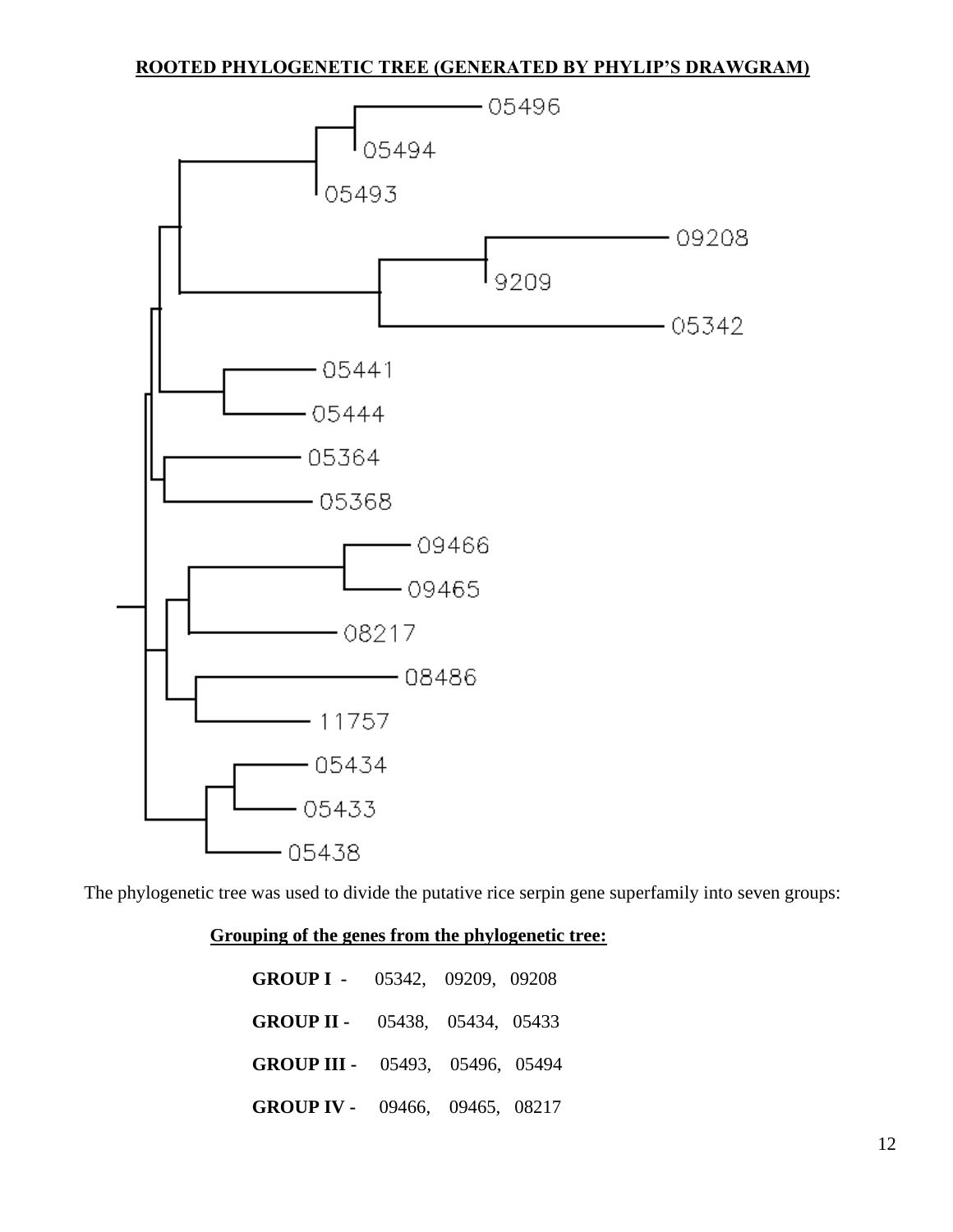**ROOTED PHYLOGENETIC TREE (GENERATED BY PHYLIP'S DRAWGRAM)**

The phylogenetic tree was used to divide the putative rice serpin gene superfamily into seven groups:

**Grouping of the genes from the phylogenetic tree:**

**GROUP I -** 05342, 09209, 09208

**GROUP II -** 05438, 05434, 05433

**GROUP III -** 05493, 05496, 05494

**GROUP IV -** 09466, 09465, 08217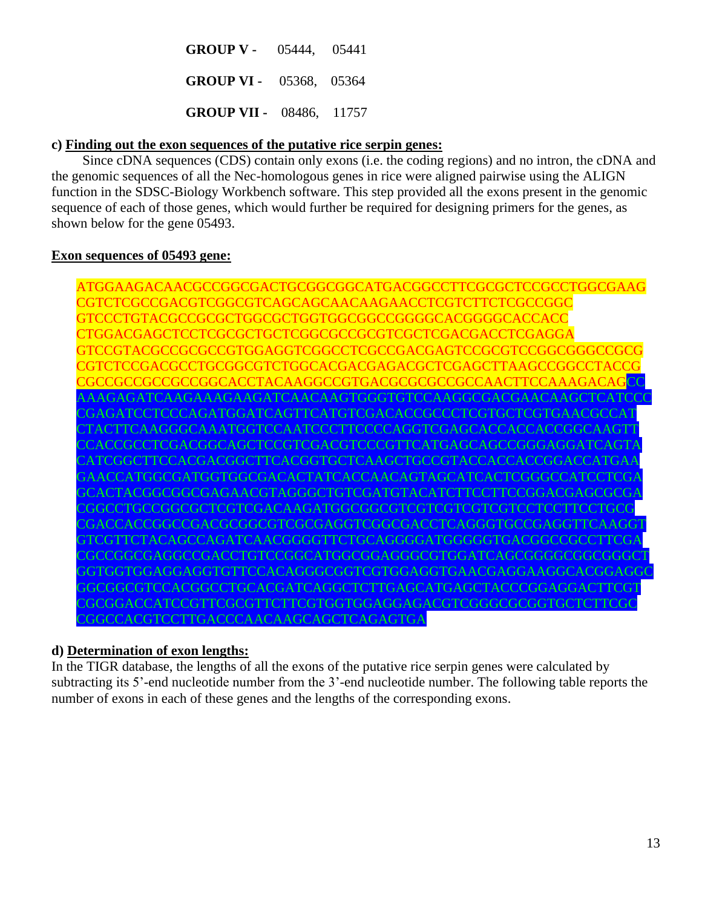**GROUP V -** 05444, 05441

**GROUP VI -** 05368, 05364

**GROUP VII -** 08486, 11757

**c) Finding out the exon sequences of the putative rice serpin genes:**

Since cDNA sequences (CDS) contain only exons (i.e. the coding regions) and no intron, the cDNA and the genomic sequences of all the Nec-homologous genes in rice were aligned pairwise using the ALIGN function in the SDSC-Biology Workbench software. This step provided all the exons present in the genomic sequence of each of those genes, which would further be required for designing primers for the genes, as shown below for the gene 05493.

**Exon sequences of 05493 gene:**

```
ATGGAAGACAACGCCGGCGACTGCGGCGGCATGACGGCCTTCGCGCTCCGCCTGGCGAAG
CGTCTCGCCGACGTCGGCGTCAGCAGCAACAAGAACCTCGTCTTCTCGCCGGC
GTCCCTGTACGCCGCGCTGGCGCTGGTGGCGGCCGGGGCACGGGGCACCACC
CTGGACGAGCTCCTCGCGCTGCTCGGCGCCGCGTCGCTCGACGACCTCGAGGA
GTCCGTACGCCGCGCCGTGGAGGTCGGCCTCGCCGACGAGTCCGCGTCCGGCGGGCCGCG
CGTCTCCGACGCCTGCGGCGTCTGGCACGACGAGACGCTCGAGCTTAAGCCGGCCTACCG
CGCCGCCGCCGCCGGCACCTACAAGGCCGTGACGCGCGCCGCCAACTTCCAAAGACAGCC
AAAGAGATCAAGAAAGAAGATCAACAAGTGGGTGTCCAAGGCGACGAACAAGCTCATCCC
CGAGATCCTCCCAGATGGATCAGTTCATGTCGACACCGCCCTCGTGCTCGTGAACGCCAT
CTACTTCAAGGGCAAATGGTCCAATCCCTTCCCCAGGTCGAGCACCACCACCGGCAAGTT
CCACCGCCTCGACGGCAGCTCCGTCGACGTCCCGTTCATGAGCAGCCGGGAGGATCAGTA
CATCGGCTTCCACGACGGCTTCACGGTGCTCAAGCTGCCGTACCACCACCGGACCATGAA
GAACCATGGCGATGGTGGCGACACTATCACCAACAGTAGCATCACTCGGGCCATCCTCGA
GCACTACGGCGGCGAGAACGTAGGGCTGTCGATGTACATCTTCCTTCCGGACGAGCGCGA
CGGCCTGCCGGCGCTCGTCGACAAGATGGCGGCGTCGTCGTCGTCGTCCTCCTTCCTGCG
CGACCACCGGCCGACGCGGCGTCGCGAGGTCGGCGACCTCAGGGTGCCGAGGTTCAAGGT
GTCGTTCTACAGCCAGATCAACGGGGTTCTGCAGGGGATGGGGGTGACGGCCGCCTTCGA
CGCCGGCGAGGCCGACCTGTCCGGCATGGCGGAGGGCGTGGATCAGCGGGGCGGCGGGCT
GGTGGTGGAGGAGGTGTTCCACAGGGCGGTCGTGGAGGTGAACGAGGAAGGCACGGAGGC
GGCGGCGTCCACGGCCTGCACGATCAGGCTCTTGAGCATGAGCTACCCGGAGGACTTCGT
CGCGGACCATCCGTTCGCGTTCTTCGTGGTGGAGGAGACGTCGGGCGCGGTGCTCTTCGC
CGGCCACGTCCTTGACCCAACAAGCAGCTCAGAGTGA
```

**d) Determination of exon lengths:**

In the TIGR database, the lengths of all the exons of the putative rice serpin genes were calculated by subtracting its 5'-end nucleotide number from the 3'-end nucleotide number. The following table reports the number of exons in each of these genes and the lengths of the corresponding exons.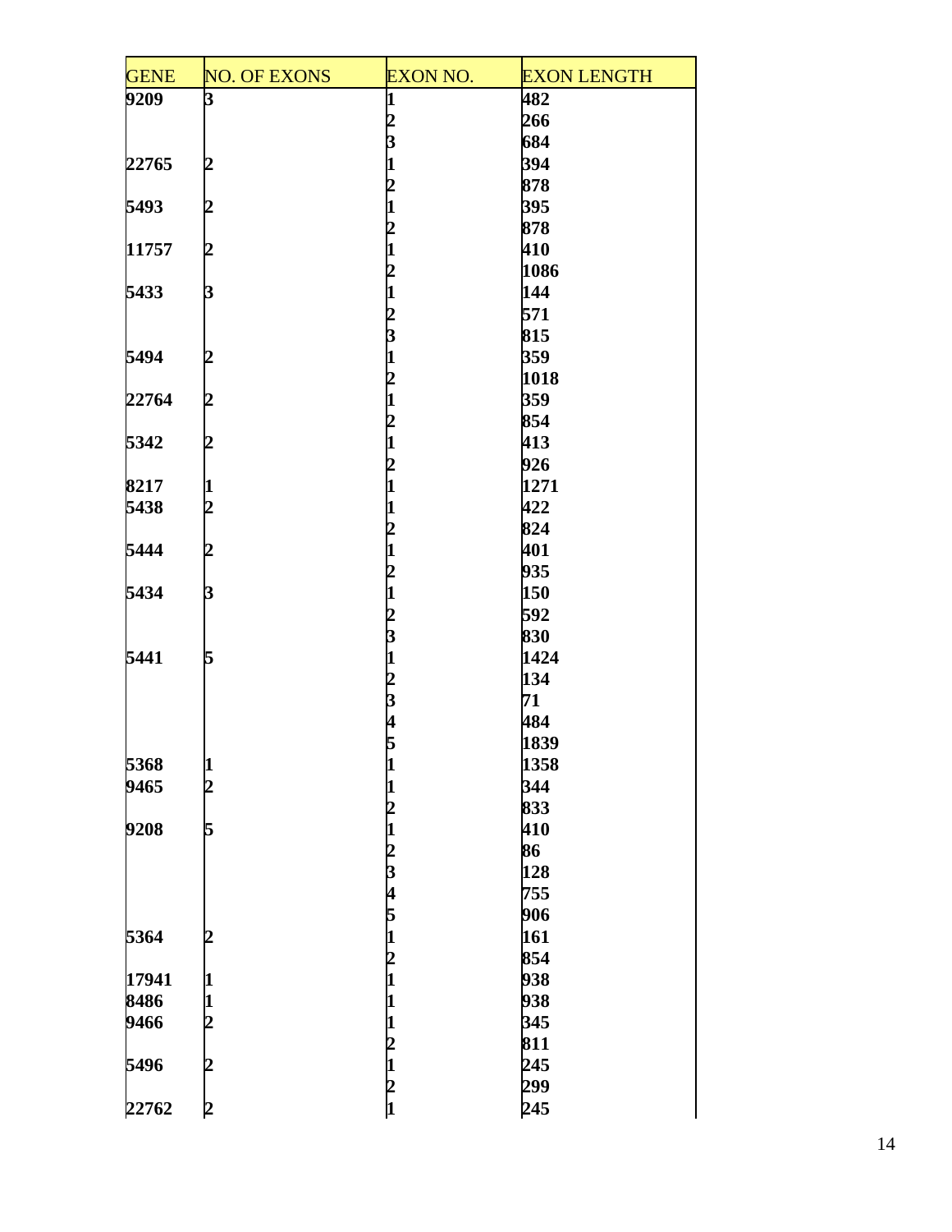| GENE | NO. OF EXONS | EXON NO. | EXON LENGTH |
|---|---|---|---|
| **9209** | **3** | **1** | **482** |
| | | **2** | **266** |
| | | **3** | **684** |
| **22765** | **2** | **1** | **394** |
| | | **2** | **878** |
| **5493** | **2** | **1** | **395** |
| | | **2** | **878** |
| **11757** | **2** | **1** | **410** |
| | | **2** | **1086** |
| **5433** | **3** | **1** | **144** |
| | | **2** | **571** |
| | | **3** | **815** |
| **5494** | **2** | **1** | **359** |
| | | **2** | **1018** |
| **22764** | **2** | **1** | **359** |
| | | **2** | **854** |
| **5342** | **2** | **1** | **413** |
| | | **2** | **926** |
| **8217** | **1** | **1** | **1271** |
| **5438** | **2** | **1** | **422** |
| | | **2** | **824** |
| **5444** | **2** | **1** | **401** |
| | | **2** | **935** |
| **5434** | **3** | **1** | **150** |
| | | **2** | **592** |
| | | **3** | **830** |
| **5441** | **5** | **1** | **1424** |
| | | **2** | **134** |
| | | **3** | **71** |
| | | **4** | **484** |
| | | **5** | **1839** |
| **5368** | **1** | **1** | **1358** |
| **9465** | **2** | **1** | **344** |
| | | **2** | **833** |
| **9208** | **5** | **1** | **410** |
| | | **2** | **86** |
| | | **3** | **128** |
| | | **4** | **755** |
| | | **5** | **906** |
| **5364** | **2** | **1** | **161** |
| | | **2** | **854** |
| **17941** | **1** | **1** | **938** |
| **8486** | **1** | **1** | **938** |
| **9466** | **2** | **1** | **345** |
| | | **2** | **811** |
| **5496** | **2** | **1** | **245** |
| | | **2** | **299** |
| **22762** | **2** | **1** | **245** |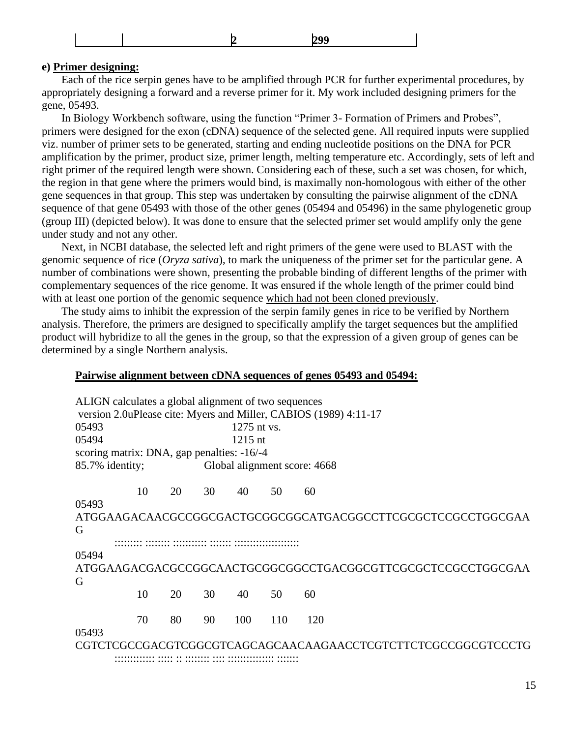| | | 2 | 299 |
|---|---|---|---|

**e) Primer designing:**

Each of the rice serpin genes have to be amplified through PCR for further experimental procedures, by appropriately designing a forward and a reverse primer for it. My work included designing primers for the gene, 05493.

In Biology Workbench software, using the function "Primer 3- Formation of Primers and Probes", primers were designed for the exon (cDNA) sequence of the selected gene. All required inputs were supplied viz. number of primer sets to be generated, starting and ending nucleotide positions on the DNA for PCR amplification by the primer, product size, primer length, melting temperature etc. Accordingly, sets of left and right primer of the required length were shown. Considering each of these, such a set was chosen, for which, the region in that gene where the primers would bind, is maximally non-homologous with either of the other gene sequences in that group. This step was undertaken by consulting the pairwise alignment of the cDNA sequence of that gene 05493 with those of the other genes (05494 and 05496) in the same phylogenetic group (group III) (depicted below). It was done to ensure that the selected primer set would amplify only the gene under study and not any other.

Next, in NCBI database, the selected left and right primers of the gene were used to BLAST with the genomic sequence of rice (*Oryza sativa*), to mark the uniqueness of the primer set for the particular gene. A number of combinations were shown, presenting the probable binding of different lengths of the primer with complementary sequences of the rice genome. It was ensured if the whole length of the primer could bind with at least one portion of the genomic sequence which had not been cloned previously.

The study aims to inhibit the expression of the serpin family genes in rice to be verified by Northern analysis. Therefore, the primers are designed to specifically amplify the target sequences but the amplified product will hybridize to all the genes in the group, so that the expression of a given group of genes can be determined by a single Northern analysis.

**Pairwise alignment between cDNA sequences of genes 05493 and 05494:**

```
ALIGN calculates a global alignment of two sequences
 version 2.0uPlease cite: Myers and Miller, CABIOS (1989) 4:11-17
05493                          1275 nt vs.
05494                          1215 nt
scoring matrix: DNA, gap penalties: -16/-4
85.7% identity;          Global alignment score: 4668

               10        20        30        40        50        60
05493   ATGGAAGACAACGCCGGCGACTGCGGCGGCATGACGGCCTTCGCGCTCCGCCTGGCGAAG
        :::::::: :::::::: :::::::::: ::::::: :::::::::::::::::::::
05494   ATGGAAGACGACGCCGGCAACTGCGGCGGCCTGACGGCGTTCGCGCTCCGCCTGGCGAAG
               10        20        30        40        50        60

               70        80        90       100       110       120
05493   CGTCTCGCCGACGTCGGCGTCAGCAGCAACAAGAACCTCGTCTTCTCGCCGGCGTCCCTG
        ::::::::::: ::::: :: ::::::: :::: :::::::::::::: :::::::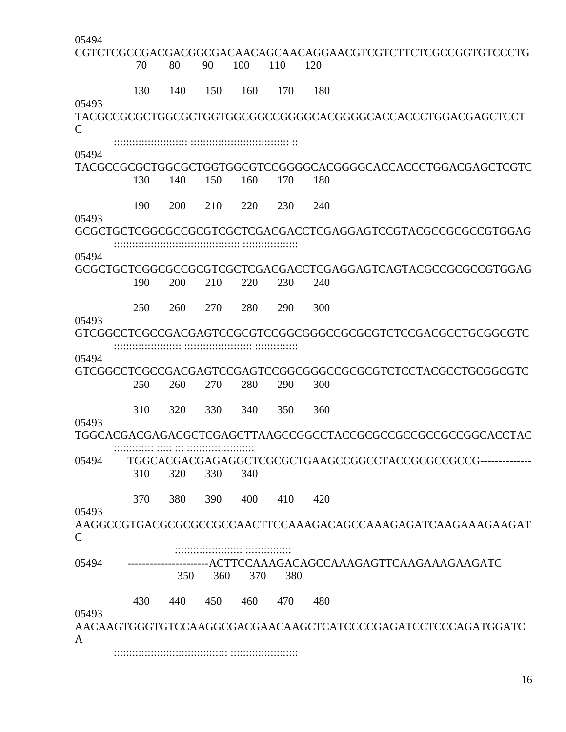```
05494
CGTCTCGCCGACGACGGCGACAACAGCAACAGGAACGTCGTCTTCTCGCCGGTGTCCCTG
                70        80        90        100       110       120

                130       140       150       160       170       180
05493
TACGCCGCGCTGGCGCTGGTGGCGGCCGGGGCACGGGGCACCACCCTGGACGAGCTCCT
C
          :::::::::::::::::::::::: :::::::::::::::::::::::::::::::: ::
05494
TACGCCGCGCTGGCGCTGGTGGCGTCCGGGGCACGGGGCACCACCCTGGACGAGCTCGTC
                130       140       150       160       170       180

                190       200       210       220       230       240
05493
GCGCTGCTCGGCGCCGCGTCGCTCGACGACCTCGAGGAGTCCGTACGCCGCGCCGTGGAG
          :::::::::::::::::::::::::::::::::::::::: ::::::::::::::::::
05494
GCGCTGCTCGGCGCCGCGTCGCTCGACGACCTCGAGGAGTCAGTACGCCGCGCCGTGGAG
                190       200       210       220       230       240

                250       260       270       280       290       300
05493
GTCGGCCTCGCCGACGAGTCCGCGTCCGGCGGGCCGCGCGTCTCCGACGCCTGCGGCGTC
          ::::::::::::::::::::: ::::::::::::::::::::: :::::::::::::
05494
GTCGGCCTCGCCGACGAGTCCGAGTCCGGCGGGCCGCGCGTCTCCTACGCCTGCGGCGTC
                250       260       270       280       290       300

                310       320       330       340       350       360
05493
TGGCACGACGAGACGCTCGAGCTTAAGCCGGCCTACCGCGCCGCCGCCGCCGGCACCTAC
          ::::::::::::: ::::: ::: :::::::::::::::::::::
05494        TGGCACGACGAGAGGCTCGCGCTGAAGCCGGCCTACCGCGCCGCCG--------------
                310       320       330       340

                370       380       390       400       410       420
05493
AAGGCCGTGACGCGCGCCGCCAACTTCCAAAGACAGCCAAAGAGATCAAGAAAGAAGAT
C
                              :::::::::::::::::::::: :::::::::::::::
05494        ----------------------ACTTCCAAAGACAGCCAAAGAGTTCAAGAAAGAAGATC
                              350       360       370       380

                430       440       450       460       470       480
05493
AACAAGTGGGTGTCCAAGGCGACGAACAAGCTCATCCCCGAGATCCTCCCAGATGGATC
A
          ::::::::::::::::::::::::::::::::::::::: ::::::::::::::::::::::
```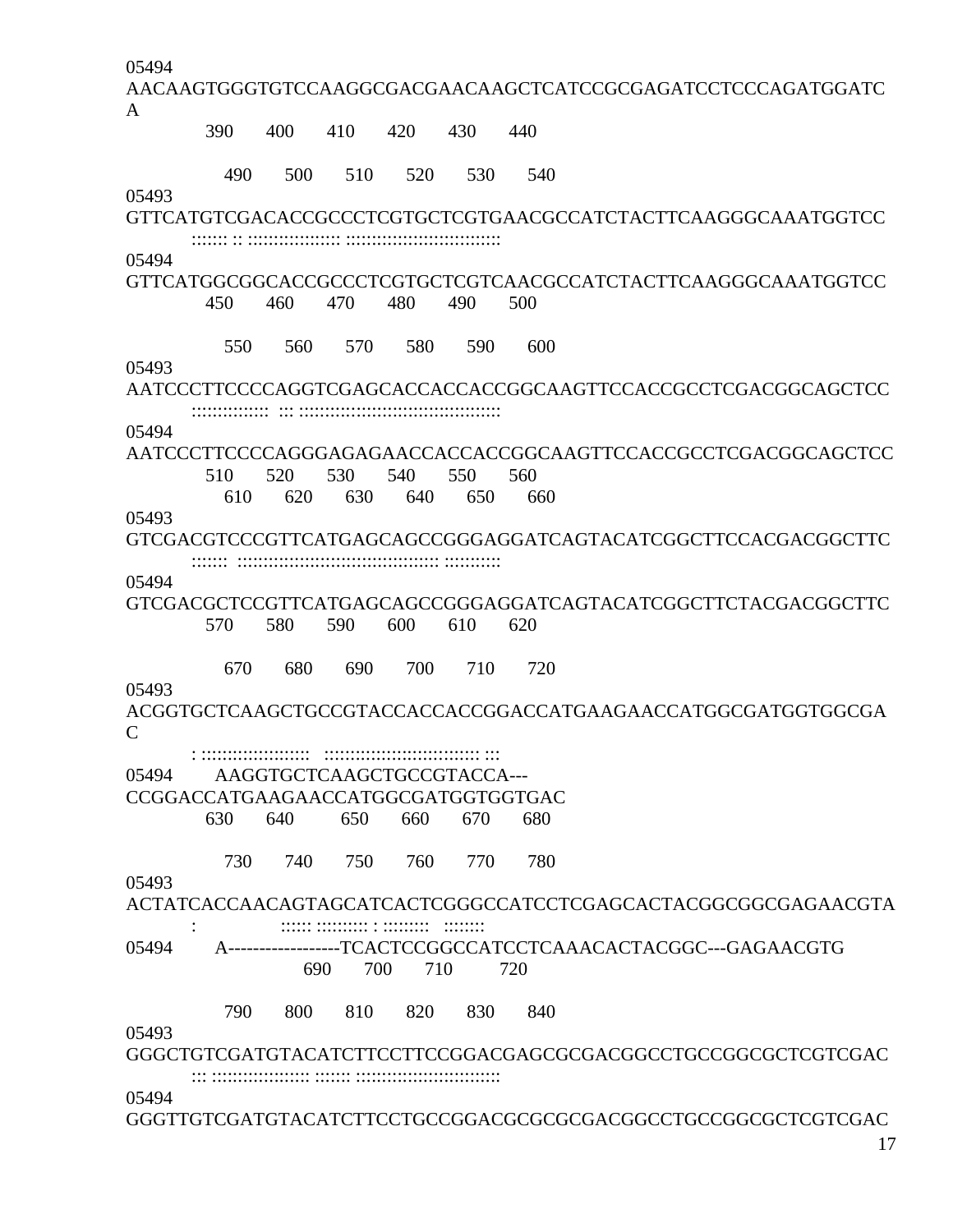```
05494
AACAAGTGGGTGTCCAAGGCGACGAACAAGCTCATCCGCGAGATCCTCCCAGATGGATC
A
            390       400       410       420       430       440

               490       500       510       520       530       540
05493
GTTCATGTCGACACCGCCCTCGTGCTCGTGAACGCCATCTACTTCAAGGGCAAATGGTCC
          :::::: :: ::::::::::::::::: :::::::::::::::::::::::::::::
05494
GTTCATGGCGGCACCGCCCTCGTGCTCGTCAACGCCATCTACTTCAAGGGCAAATGGTCC
            450       460       470       480       490       500

               550       560       570       580       590       600
05493
AATCCCTTCCCCAGGTCGAGCACCACCACCGGCAAGTTCCACCGCCTCGACGGCAGCTCC
          ::::::::::::::  ::: ::::::::::::::::::::::::::::::::::::::
05494
AATCCCTTCCCCAGGGAGAGAACCACCACCGGCAAGTTCCACCGCCTCGACGGCAGCTCC
            510       520       530       540       550       560
               610       620       630       640       650       660
05493
GTCGACGTCCCGTTCATGAGCAGCCGGGAGGATCAGTACATCGGCTTCCACGACGGCTTC
          ::::::  ::::::::::::::::::::::::::::::::::::::: ::::::::::
05494
GTCGACGCTCCGTTCATGAGCAGCCGGGAGGATCAGTACATCGGCTTCTACGACGGCTTC
            570       580       590       600       610       620

               670       680       690       700       710       720
05493
ACGGTGCTCAAGCTGCCGTACCACCACCGGACCATGAAGAACCATGGCGATGGTGGCGA
C
          : ::::::::::::::::::::   ::::::::::::::::::::::::::::: :::
05494       AAGGTGCTCAAGCTGCCGTACCA---
CCGGACCATGAAGAACCATGGCGATGGTGGTGAC
            630       640         650       660       670       680

               730       740       750       760       770       780
05493
ACTATCACCAACAGTAGCATCACTCGGGCCATCCTCGAGCACTACGGCGGCGAGAACGTA
          :               :::::: ::::::::: : :::::::::   ::::::::
05494       A------------------TCACTCCGGCCATCCTCAAACACTACGGC---GAGAACGTG
                           690       700       710         720

               790       800       810       820       830       840
05493
GGGCTGTCGATGTACATCTTCCTTCCGGACGAGCGCGACGGCCTGCCGGCGCTCGTCGAC
          ::: ::::::::::::::::::: ::::::: ::::::::::::::::::::::::::::
05494
GGGTTGTCGATGTACATCTTCCTGCCGGACGCGCGCGACGGCCTGCCGGCGCTCGTCGAC
```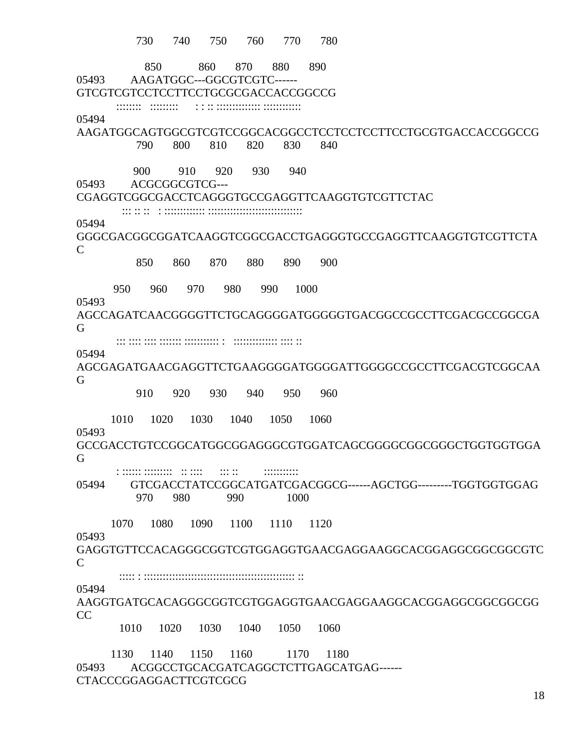```
             730       740       750       760       770       780

               850            860       870       880       890
05493        AAGATGGC---GGCGTCGTC------
GTCGTCGTCCTCCTTCCTGCGCGACCACCGGCCG
          :::::::   :::::::::      : : :: ::::::::::::: :::::::::::
05494
AAGATGGCAGTGGCGTCGTCCGGCACGGCCTCCTCCTCCTTCCTGCGTGACCACCGGCCG
             790       800       810       820       830       840

            900          910       920       930       940
05493        ACGCGGCGTCG---
CGAGGTCGGCGACCTCAGGGTGCCGAGGTTCAAGGTGTCGTTCTAC
            ::: :: ::   : ::::::::::::: ::::::::::::::::::::::::::::
05494
GGGCGACGGCGGATCAAGGTCGGCGACCTGAGGGTGCCGAGGTTCAAGGTGTCGTTCTA
C
             850       860       870       880       890       900

       950       960       970       980       990      1000
05493
AGCCAGATCAACGGGGTTCTGCAGGGGATGGGGGTGACGGCCGCCTTCGACGCCGGCGA
G
          ::: :::: :::: ::::::: :::::::::: :   ::::::::::::: :::: ::
05494
AGCGAGATGAACGAGGTTCTGAAGGGGATGGGGATTGGGGCCGCCTTCGACGTCGGCAA
G
             910       920       930       940       950       960

      1010      1020      1030      1040      1050      1060
05493
GCCGACCTGTCCGGCATGGCGGAGGGCGTGGATCAGCGGGGCGGCGGGCTGGTGGTGGA
G
          : :::::: :::::::::   :: ::::      ::: ::        :::::::::::
05494        GTCGACCTATCCGGCATGATCGACGGCG------AGCTGG---------TGGTGGTGGAG
             970       980            990            1000

      1070      1080      1090      1100      1110      1120
05493
GAGGTGTTCCACAGGGCGGTCGTGGAGGTGAACGAGGAAGGCACGGAGGCGGCGGCGTC
C
           ::::: : ::::::::::::::::::::::::::::::::::::::::::::::: ::
05494
AAGGTGATGCACAGGGCGGTCGTGGAGGTGAACGAGGAAGGCACGGAGGCGGCGGCGG
CC
         1010      1020      1030      1040      1050      1060

      1130      1140      1150      1160           1170      1180
05493        ACGGCCTGCACGATCAGGCTCTTGAGCATGAG------
CTACCCGGAGGACTTCGTCGCG
```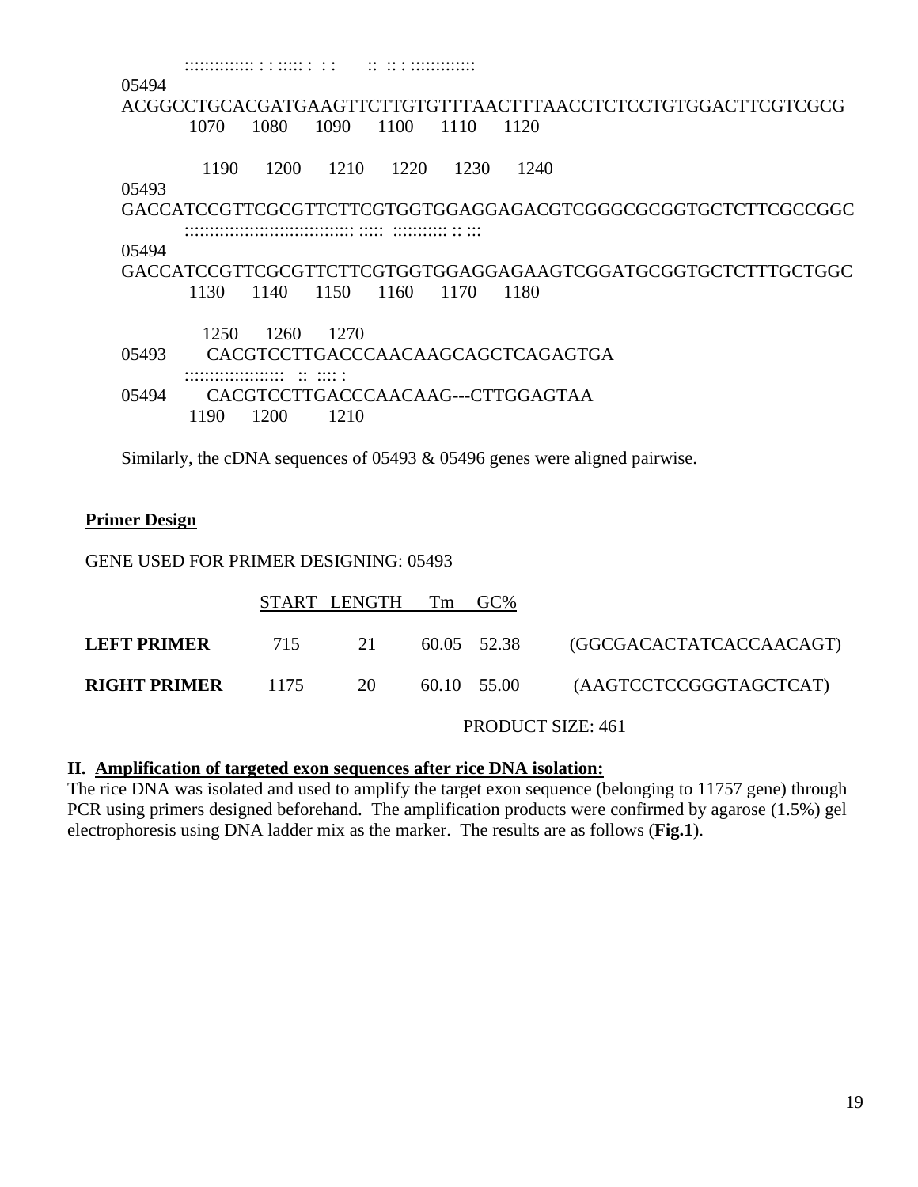```
        ::::::::::::::: : : ::::: :  : :      ::  :: : ::::::::::::::
05494
ACGGCCTGCACGATGAAGTTCTTGTGTTTAACTTTAACCTCTCCTGTGGACTTCGTCGCG
         1070      1080      1090      1100      1110      1120

           1190      1200      1210      1220      1230      1240
05493
GACCATCCGTTCGCGTTCTTCGTGGTGGAGGAGACGTCGGGCGCGGTGCTCTTCGCCGGC
        :::::::::::::::::::::::::::::::::::: :::::  ::::::::::: :: :::
05494
GACCATCCGTTCGCGTTCTTCGTGGTGGAGGAGAAGTCGGATGCGGTGCTCTTTGCTGGC
         1130      1140      1150      1160      1170      1180

           1250      1260      1270
05493        CACGTCCTTGACCCAACAAGCAGCTCAGAGTGA
        ::::::::::::::::::::   ::  :::: :
05494        CACGTCCTTGACCCAACAAG---CTTGGAGTAA
         1190      1200      1210
```

Similarly, the cDNA sequences of 05493 & 05496 genes were aligned pairwise.

### Primer Design

GENE USED FOR PRIMER DESIGNING: 05493

| | START | LENGTH | Tm | GC% | |
|---|---|---|---|---|---|
| **LEFT PRIMER** | 715 | 21 | 60.05 | 52.38 | (GGCGACACTATCACCAACAGT) |
| **RIGHT PRIMER** | 1175 | 20 | 60.10 | 55.00 | (AAGTCCTCCGGGTAGCTCAT) |

PRODUCT SIZE: 461

## II. Amplification of targeted exon sequences after rice DNA isolation:

The rice DNA was isolated and used to amplify the target exon sequence (belonging to 11757 gene) through PCR using primers designed beforehand. The amplification products were confirmed by agarose (1.5%) gel electrophoresis using DNA ladder mix as the marker. The results are as follows (**Fig.1**).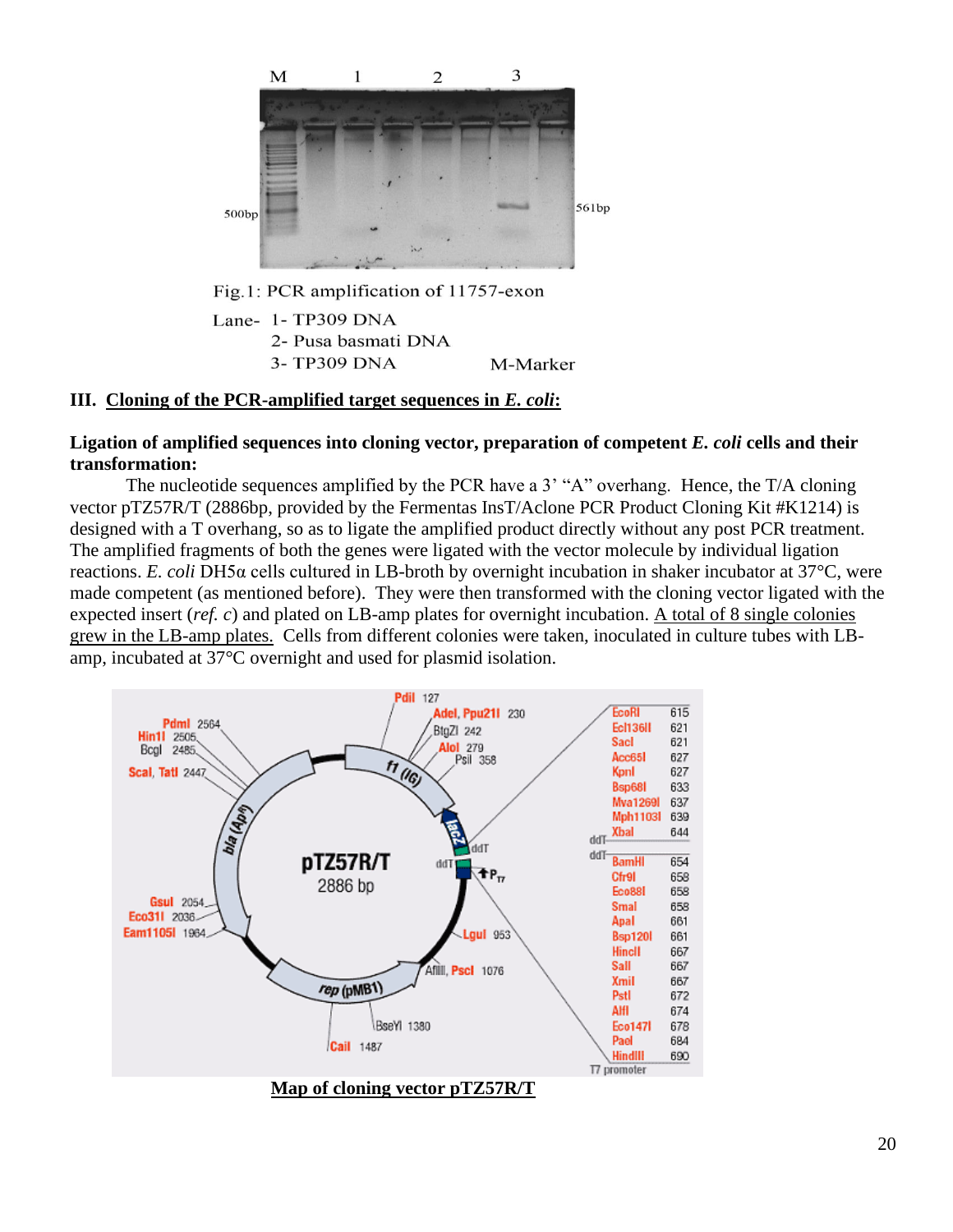Fig.1: PCR amplification of 11757-exon

Lane- 1- TP309 DNA
2- Pusa basmati DNA
3- TP309 DNA M-Marker

### III. Cloning of the PCR-amplified target sequences in *E. coli*:

**Ligation of amplified sequences into cloning vector, preparation of competent *E. coli* cells and their transformation:**

The nucleotide sequences amplified by the PCR have a 3' "A" overhang. Hence, the T/A cloning vector pTZ57R/T (2886bp, provided by the Fermentas InsT/Aclone PCR Product Cloning Kit #K1214) is designed with a T overhang, so as to ligate the amplified product directly without any post PCR treatment. The amplified fragments of both the genes were ligated with the vector molecule by individual ligation reactions. *E. coli* DH5α cells cultured in LB-broth by overnight incubation in shaker incubator at 37°C, were made competent (as mentioned before). They were then transformed with the cloning vector ligated with the expected insert (*ref. c*) and plated on LB-amp plates for overnight incubation. A total of 8 single colonies grew in the LB-amp plates. Cells from different colonies were taken, inoculated in culture tubes with LB-amp, incubated at 37°C overnight and used for plasmid isolation.

Map of cloning vector pTZ57R/T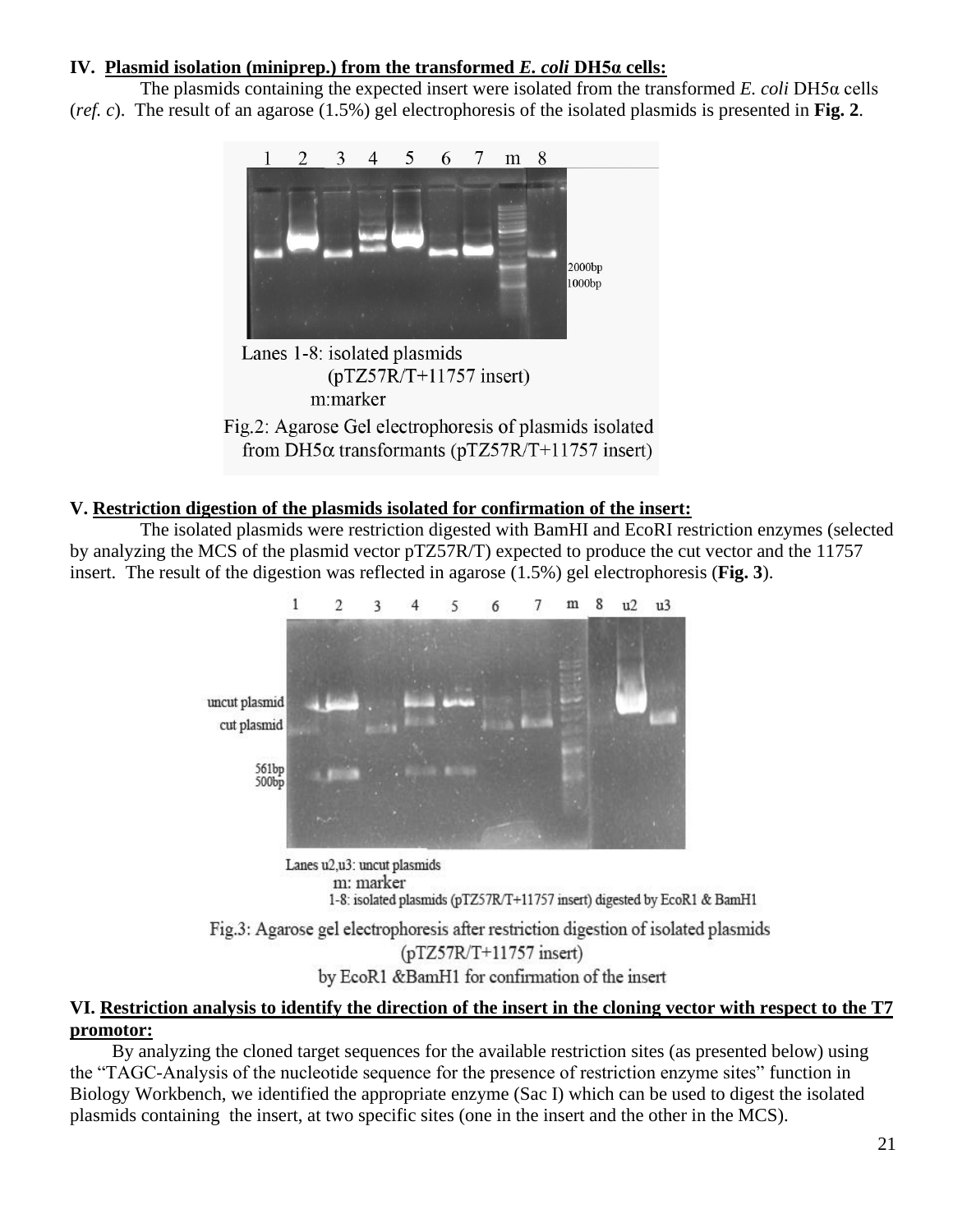**IV. Plasmid isolation (miniprep.) from the transformed *E. coli* DH5α cells:**

The plasmids containing the expected insert were isolated from the transformed *E. coli* DH5α cells (*ref. c*). The result of an agarose (1.5%) gel electrophoresis of the isolated plasmids is presented in **Fig. 2**.

Lanes 1-8: isolated plasmids (pTZ57R/T+11757 insert)
m:marker

Fig.2: Agarose Gel electrophoresis of plasmids isolated from DH5α transformants (pTZ57R/T+11757 insert)

**V. Restriction digestion of the plasmids isolated for confirmation of the insert:**

The isolated plasmids were restriction digested with BamHI and EcoRI restriction enzymes (selected by analyzing the MCS of the plasmid vector pTZ57R/T) expected to produce the cut vector and the 11757 insert. The result of the digestion was reflected in agarose (1.5%) gel electrophoresis (**Fig. 3**).

Lanes u2,u3: uncut plasmids
m: marker
1-8: isolated plasmids (pTZ57R/T+11757 insert) digested by EcoR1 & BamH1

Fig.3: Agarose gel electrophoresis after restriction digestion of isolated plasmids (pTZ57R/T+11757 insert) by EcoR1 &BamH1 for confirmation of the insert

**VI. Restriction analysis to identify the direction of the insert in the cloning vector with respect to the T7 promotor:**

By analyzing the cloned target sequences for the available restriction sites (as presented below) using the "TAGC-Analysis of the nucleotide sequence for the presence of restriction enzyme sites" function in Biology Workbench, we identified the appropriate enzyme (Sac I) which can be used to digest the isolated plasmids containing the insert, at two specific sites (one in the insert and the other in the MCS).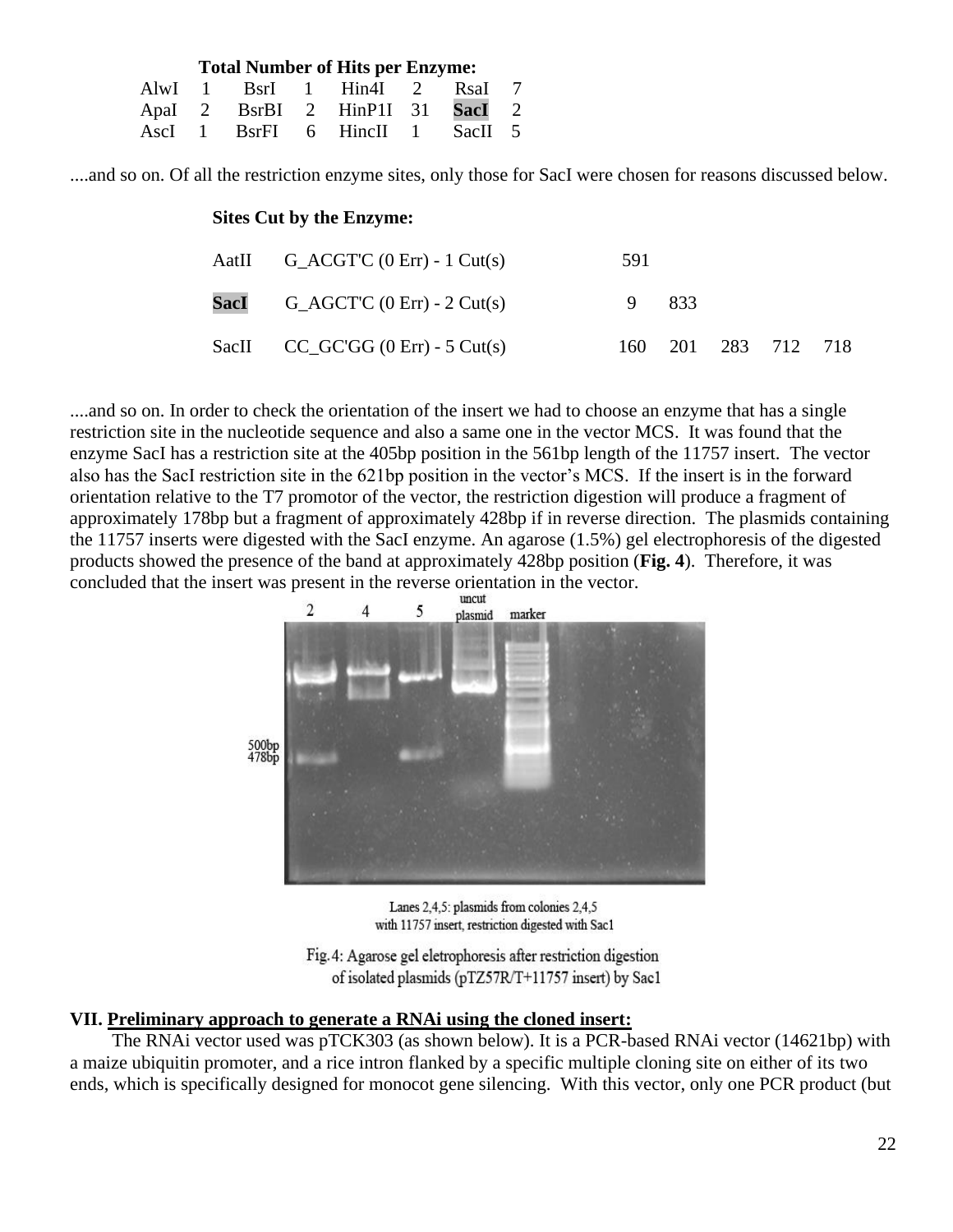**Total Number of Hits per Enzyme:**

| | | | | | | | |
|---|---|---|---|---|---|---|---|
| AlwI | 1 | BsrI | 1 | Hin4I | 2 | RsaI | 7 |
| ApaI | 2 | BsrBI | 2 | HinP1I | 31 | **SacI** | 2 |
| AscI | 1 | BsrFI | 6 | HincII | 1 | SacII | 5 |

....and so on. Of all the restriction enzyme sites, only those for SacI were chosen for reasons discussed below.

**Sites Cut by the Enzyme:**

| | | | | | | |
|---|---|---|---|---|---|---|
| AatII | G_ACGT'C (0 Err) - 1 Cut(s) | 591 | | | | |
| **SacI** | G_AGCT'C (0 Err) - 2 Cut(s) | 9 | 833 | | | |
| SacII | CC_GC'GG (0 Err) - 5 Cut(s) | 160 | 201 | 283 | 712 | 718 |

....and so on. In order to check the orientation of the insert we had to choose an enzyme that has a single restriction site in the nucleotide sequence and also a same one in the vector MCS. It was found that the enzyme SacI has a restriction site at the 405bp position in the 561bp length of the 11757 insert. The vector also has the SacI restriction site in the 621bp position in the vector's MCS. If the insert is in the forward orientation relative to the T7 promotor of the vector, the restriction digestion will produce a fragment of approximately 178bp but a fragment of approximately 428bp if in reverse direction. The plasmids containing the 11757 inserts were digested with the SacI enzyme. An agarose (1.5%) gel electrophoresis of the digested products showed the presence of the band at approximately 428bp position (**Fig. 4**). Therefore, it was concluded that the insert was present in the reverse orientation in the vector.

Lanes 2,4,5: plasmids from colonies 2,4,5 with 11757 insert, restriction digested with Sac1

Fig. 4: Agarose gel eletrophoresis after restriction digestion of isolated plasmids (pTZ57R/T+11757 insert) by Sac1

## VII. Preliminary approach to generate a RNAi using the cloned insert:

The RNAi vector used was pTCK303 (as shown below). It is a PCR-based RNAi vector (14621bp) with a maize ubiquitin promoter, and a rice intron flanked by a specific multiple cloning site on either of its two ends, which is specifically designed for monocot gene silencing. With this vector, only one PCR product (but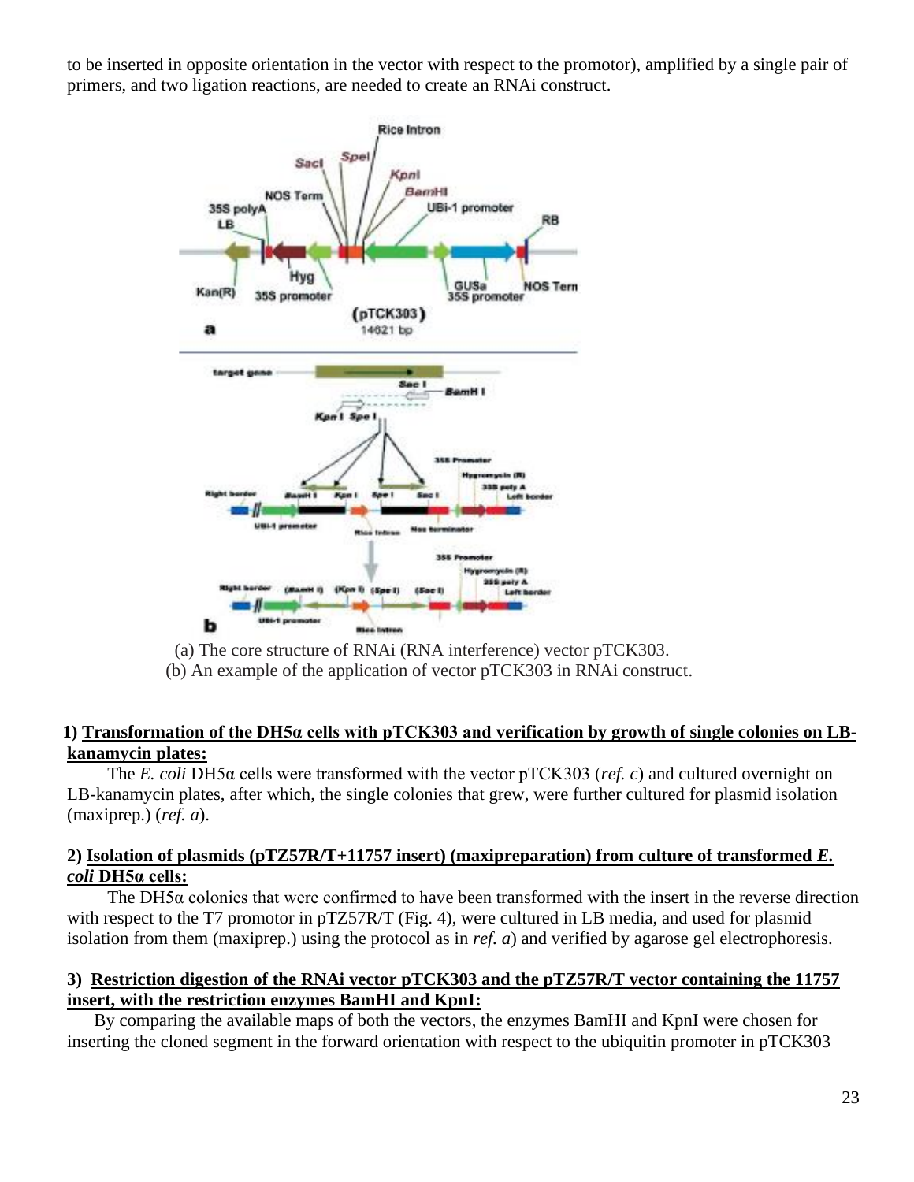to be inserted in opposite orientation in the vector with respect to the promotor), amplified by a single pair of primers, and two ligation reactions, are needed to create an RNAi construct.

(a) The core structure of RNAi (RNA interference) vector pTCK303.
(b) An example of the application of vector pTCK303 in RNAi construct.

**1) Transformation of the DH5α cells with pTCK303 and verification by growth of single colonies on LB-kanamycin plates:**

The *E. coli* DH5α cells were transformed with the vector pTCK303 (*ref. c*) and cultured overnight on LB-kanamycin plates, after which, the single colonies that grew, were further cultured for plasmid isolation (maxiprep.) (*ref. a*).

**2) Isolation of plasmids (pTZ57R/T+11757 insert) (maxipreparation) from culture of transformed *E. coli* DH5α cells:**

The DH5α colonies that were confirmed to have been transformed with the insert in the reverse direction with respect to the T7 promotor in pTZ57R/T (Fig. 4), were cultured in LB media, and used for plasmid isolation from them (maxiprep.) using the protocol as in *ref. a*) and verified by agarose gel electrophoresis.

**3) Restriction digestion of the RNAi vector pTCK303 and the pTZ57R/T vector containing the 11757 insert, with the restriction enzymes BamHI and KpnI:**

By comparing the available maps of both the vectors, the enzymes BamHI and KpnI were chosen for inserting the cloned segment in the forward orientation with respect to the ubiquitin promoter in pTCK303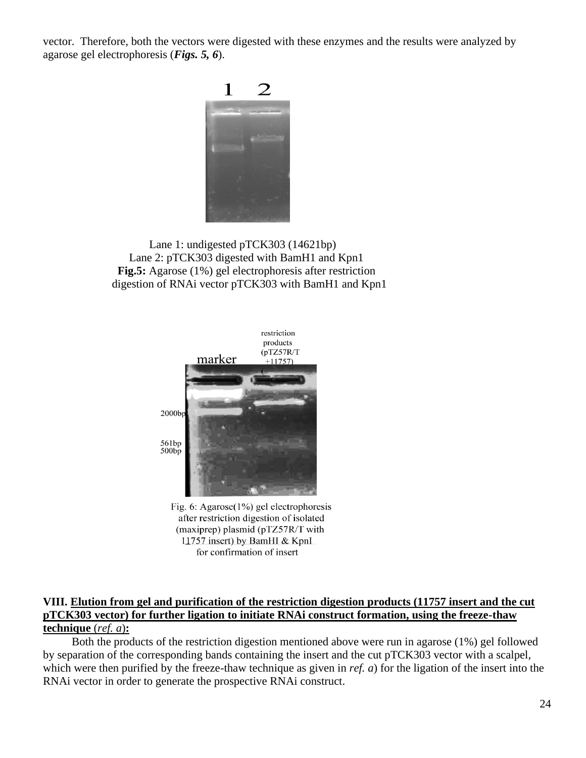vector. Therefore, both the vectors were digested with these enzymes and the results were analyzed by agarose gel electrophoresis (***Figs. 5, 6***).

Lane 1: undigested pTCK303 (14621bp)
Lane 2: pTCK303 digested with BamH1 and Kpn1
**Fig.5:** Agarose (1%) gel electrophoresis after restriction digestion of RNAi vector pTCK303 with BamH1 and Kpn1

Fig. 6: Agarose(1%) gel electrophoresis after restriction digestion of isolated (maxiprep) plasmid (pTZ57R/T with 11757 insert) by BamHI & KpnI for confirmation of insert

**VIII. <u>Elution from gel and purification of the restriction digestion products (11757 insert and the cut pTCK303 vector) for further ligation to initiate RNAi construct formation, using the freeze-thaw technique</u> (*ref. a*):**

Both the products of the restriction digestion mentioned above were run in agarose (1%) gel followed by separation of the corresponding bands containing the insert and the cut pTCK303 vector with a scalpel, which were then purified by the freeze-thaw technique as given in *ref. a*) for the ligation of the insert into the RNAi vector in order to generate the prospective RNAi construct.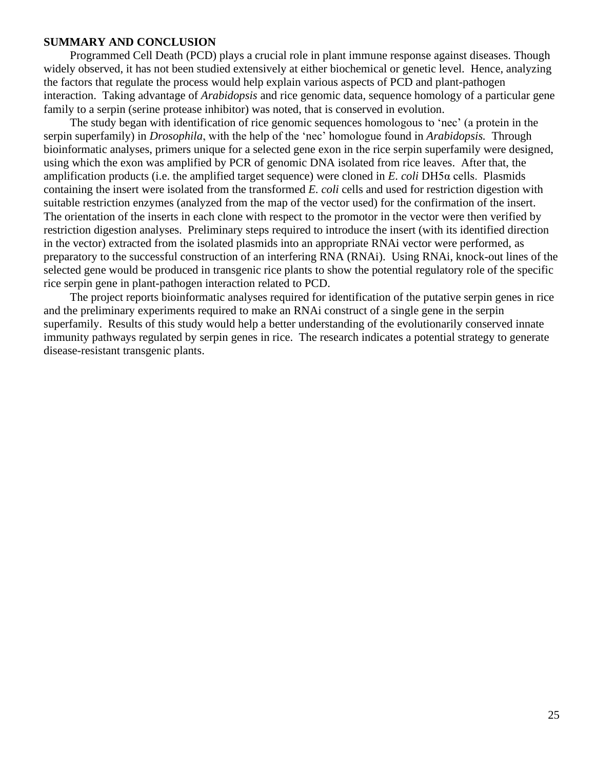**SUMMARY AND CONCLUSION**

Programmed Cell Death (PCD) plays a crucial role in plant immune response against diseases. Though widely observed, it has not been studied extensively at either biochemical or genetic level. Hence, analyzing the factors that regulate the process would help explain various aspects of PCD and plant-pathogen interaction. Taking advantage of *Arabidopsis* and rice genomic data, sequence homology of a particular gene family to a serpin (serine protease inhibitor) was noted, that is conserved in evolution.

The study began with identification of rice genomic sequences homologous to 'nec' (a protein in the serpin superfamily) in *Drosophila*, with the help of the 'nec' homologue found in *Arabidopsis.* Through bioinformatic analyses, primers unique for a selected gene exon in the rice serpin superfamily were designed, using which the exon was amplified by PCR of genomic DNA isolated from rice leaves. After that, the amplification products (i.e. the amplified target sequence) were cloned in *E. coli* DH5α cells. Plasmids containing the insert were isolated from the transformed *E. coli* cells and used for restriction digestion with suitable restriction enzymes (analyzed from the map of the vector used) for the confirmation of the insert. The orientation of the inserts in each clone with respect to the promotor in the vector were then verified by restriction digestion analyses. Preliminary steps required to introduce the insert (with its identified direction in the vector) extracted from the isolated plasmids into an appropriate RNAi vector were performed, as preparatory to the successful construction of an interfering RNA (RNAi). Using RNAi, knock-out lines of the selected gene would be produced in transgenic rice plants to show the potential regulatory role of the specific rice serpin gene in plant-pathogen interaction related to PCD.

The project reports bioinformatic analyses required for identification of the putative serpin genes in rice and the preliminary experiments required to make an RNAi construct of a single gene in the serpin superfamily. Results of this study would help a better understanding of the evolutionarily conserved innate immunity pathways regulated by serpin genes in rice. The research indicates a potential strategy to generate disease-resistant transgenic plants.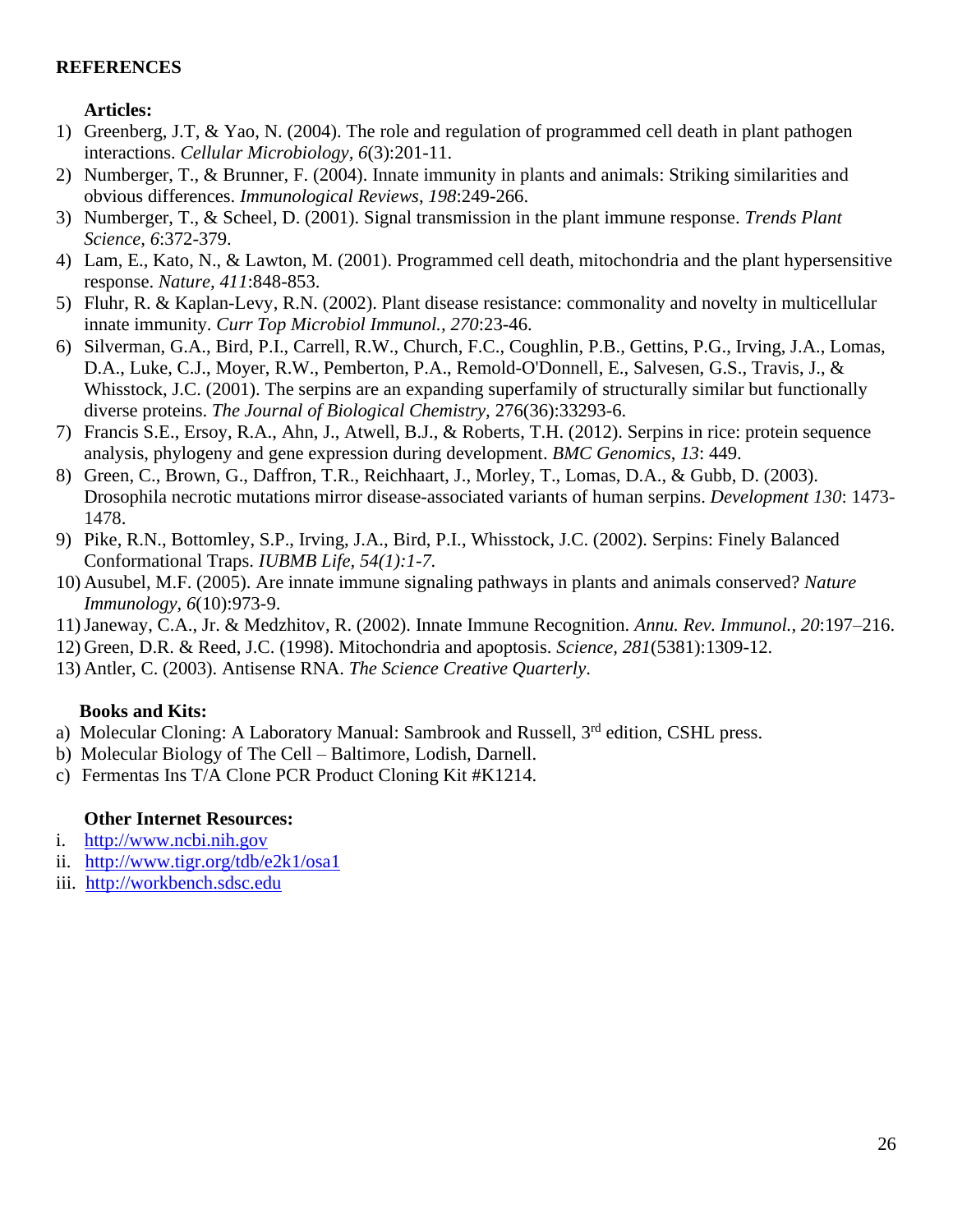## REFERENCES

**Articles:**

1) Greenberg, J.T, & Yao, N. (2004). The role and regulation of programmed cell death in plant pathogen interactions. *Cellular Microbiology, 6*(3):201-11.
2) Numberger, T., & Brunner, F. (2004). Innate immunity in plants and animals: Striking similarities and obvious differences. *Immunological Reviews*, *198*:249-266.
3) Numberger, T., & Scheel, D. (2001). Signal transmission in the plant immune response. *Trends Plant Science, 6*:372-379.
4) Lam, E., Kato, N., & Lawton, M. (2001). Programmed cell death, mitochondria and the plant hypersensitive response. *Nature*, *411*:848-853.
5) Fluhr, R. & Kaplan-Levy, R.N. (2002). Plant disease resistance: commonality and novelty in multicellular innate immunity. *Curr Top Microbiol Immunol., 270*:23-46.
6) Silverman, G.A., Bird, P.I., Carrell, R.W., Church, F.C., Coughlin, P.B., Gettins, P.G., Irving, J.A., Lomas, D.A., Luke, C.J., Moyer, R.W., Pemberton, P.A., Remold-O'Donnell, E., Salvesen, G.S., Travis, J., & Whisstock, J.C. (2001). The serpins are an expanding superfamily of structurally similar but functionally diverse proteins. *The Journal of Biological Chemistry*, 276(36):33293-6.
7) Francis S.E., Ersoy, R.A., Ahn, J., Atwell, B.J., & Roberts, T.H. (2012). Serpins in rice: protein sequence analysis, phylogeny and gene expression during development. *BMC Genomics*, *13*: 449.
8) Green, C., Brown, G., Daffron, T.R., Reichhaart, J., Morley, T., Lomas, D.A., & Gubb, D. (2003). Drosophila necrotic mutations mirror disease-associated variants of human serpins. *Development 130*: 1473-1478.
9) Pike, R.N., Bottomley, S.P., Irving, J.A., Bird, P.I., Whisstock, J.C. (2002). Serpins: Finely Balanced Conformational Traps. *IUBMB Life, 54(1):1-7*.
10) Ausubel, M.F. (2005). Are innate immune signaling pathways in plants and animals conserved? *Nature Immunology*, *6*(10):973-9.
11) Janeway, C.A., Jr. & Medzhitov, R. (2002). Innate Immune Recognition. *Annu. Rev. Immunol.*, *20*:197–216.
12) Green, D.R. & Reed, J.C. (1998). Mitochondria and apoptosis. *Science*, *281*(5381):1309-12.
13) Antler, C. (2003). Antisense RNA. *The Science Creative Quarterly*.

**Books and Kits:**

a) Molecular Cloning: A Laboratory Manual: Sambrook and Russell, 3rd edition, CSHL press.
b) Molecular Biology of The Cell – Baltimore, Lodish, Darnell.
c) Fermentas Ins T/A Clone PCR Product Cloning Kit #K1214.

**Other Internet Resources:**

i. http://www.ncbi.nih.gov
ii. http://www.tigr.org/tdb/e2k1/osa1
iii. http://workbench.sdsc.edu